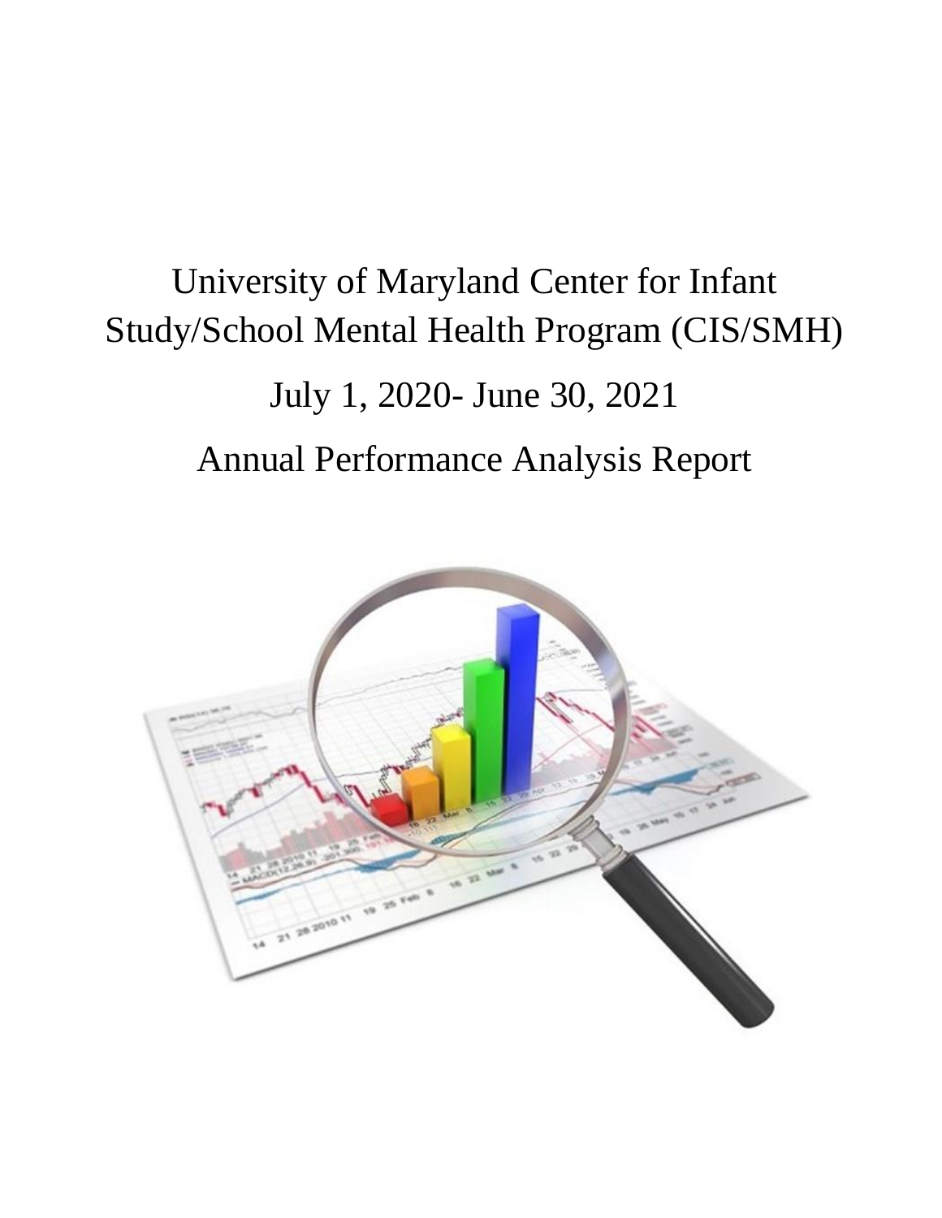# University of Maryland Center for Infant Study/School Mental Health Program (CIS/SMH)

## July 1, 2020- June 30, 2021

## Annual Performance Analysis Report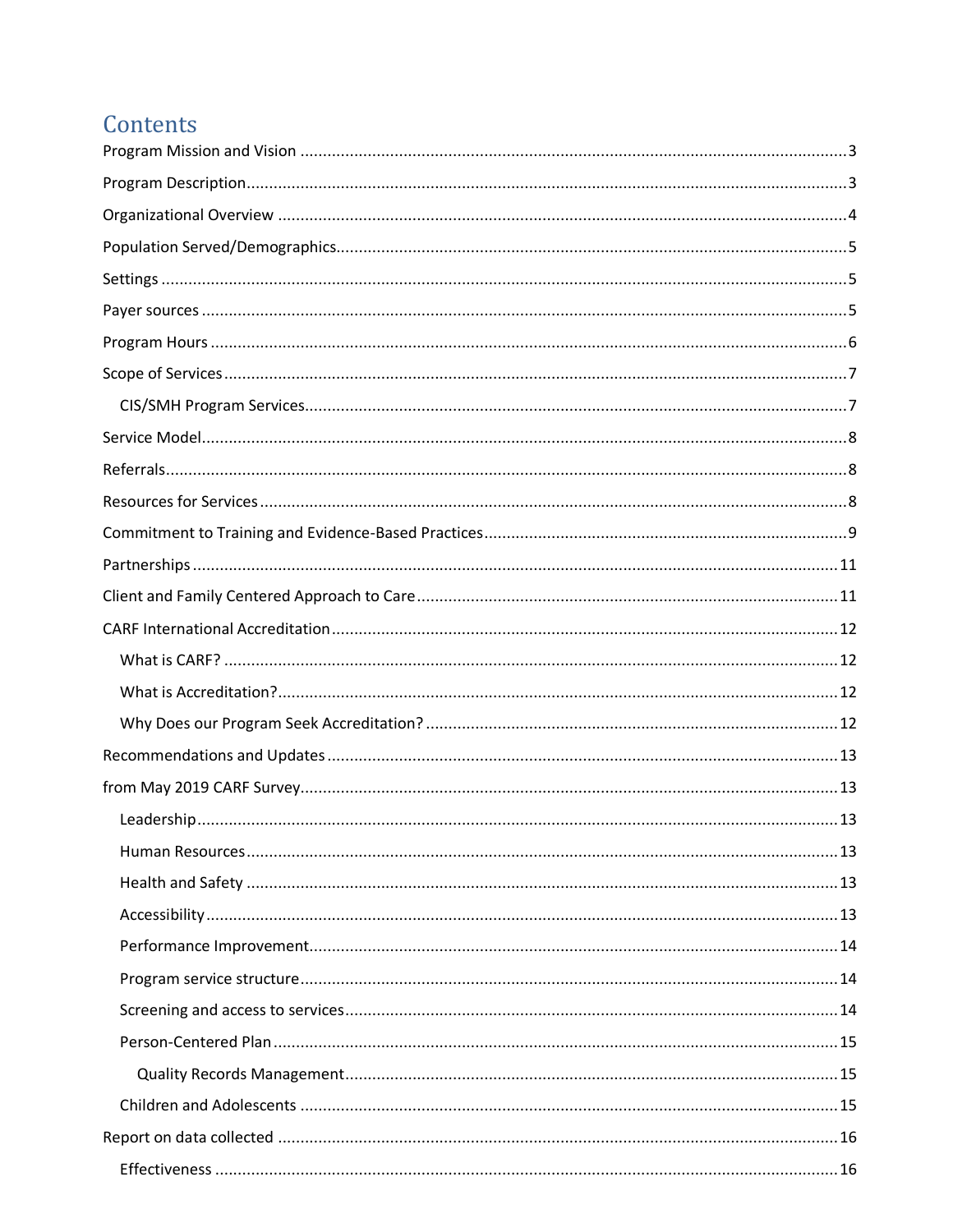# Contents

Program Mission and Vision ........................................................................................................ 3

Program Description .................................................................................................................. 3

Organizational Overview ............................................................................................................ 4

Population Served/Demographics ............................................................................................... 5

Settings ...................................................................................................................................... 5

Payer sources ............................................................................................................................. 5

Program Hours ........................................................................................................................... 6

Scope of Services ........................................................................................................................ 7

- CIS/SMH Program Services ..................................................................................................... 7

Service Model ............................................................................................................................. 8

Referrals ..................................................................................................................................... 8

Resources for Services ................................................................................................................ 8

Commitment to Training and Evidence-Based Practices ............................................................... 9

Partnerships .............................................................................................................................. 11

Client and Family Centered Approach to Care ............................................................................ 11

CARF International Accreditation ............................................................................................... 12

- What is CARF? ...................................................................................................................... 12
- What is Accreditation? .......................................................................................................... 12
- Why Does our Program Seek Accreditation? ......................................................................... 12

Recommendations and Updates ................................................................................................ 13

from May 2019 CARF Survey ...................................................................................................... 13

- Leadership ............................................................................................................................ 13
- Human Resources ................................................................................................................. 13
- Health and Safety ................................................................................................................. 13
- Accessibility .......................................................................................................................... 13
- Performance Improvement ................................................................................................... 14
- Program service structure ..................................................................................................... 14
- Screening and access to services ........................................................................................... 14
- Person-Centered Plan ........................................................................................................... 15
  - Quality Records Management ............................................................................................ 15
- Children and Adolescents ..................................................................................................... 15

Report on data collected ........................................................................................................... 16

- Effectiveness ........................................................................................................................ 16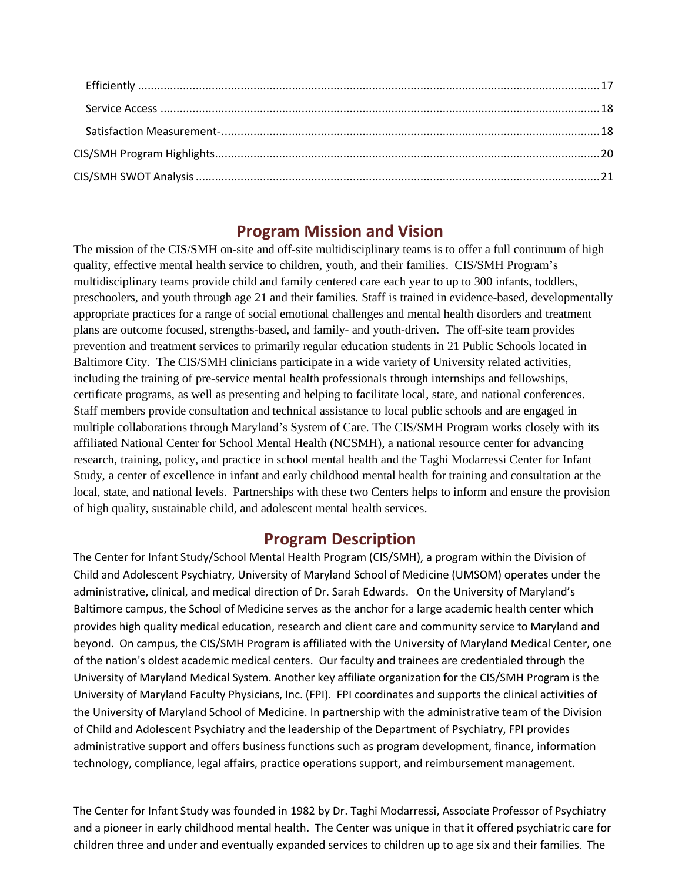Efficiently ....................................................................................................................................... 17

Service Access ................................................................................................................................. 18

Satisfaction Measurement- ................................................................................................................ 18

CIS/SMH Program Highlights ................................................................................................................ 20

CIS/SMH SWOT Analysis ..................................................................................................................... 21

## Program Mission and Vision

The mission of the CIS/SMH on-site and off-site multidisciplinary teams is to offer a full continuum of high quality, effective mental health service to children, youth, and their families. CIS/SMH Program's multidisciplinary teams provide child and family centered care each year to up to 300 infants, toddlers, preschoolers, and youth through age 21 and their families. Staff is trained in evidence-based, developmentally appropriate practices for a range of social emotional challenges and mental health disorders and treatment plans are outcome focused, strengths-based, and family- and youth-driven. The off-site team provides prevention and treatment services to primarily regular education students in 21 Public Schools located in Baltimore City. The CIS/SMH clinicians participate in a wide variety of University related activities, including the training of pre-service mental health professionals through internships and fellowships, certificate programs, as well as presenting and helping to facilitate local, state, and national conferences. Staff members provide consultation and technical assistance to local public schools and are engaged in multiple collaborations through Maryland's System of Care. The CIS/SMH Program works closely with its affiliated National Center for School Mental Health (NCSMH), a national resource center for advancing research, training, policy, and practice in school mental health and the Taghi Modarressi Center for Infant Study, a center of excellence in infant and early childhood mental health for training and consultation at the local, state, and national levels. Partnerships with these two Centers helps to inform and ensure the provision of high quality, sustainable child, and adolescent mental health services.

## Program Description

The Center for Infant Study/School Mental Health Program (CIS/SMH), a program within the Division of Child and Adolescent Psychiatry, University of Maryland School of Medicine (UMSOM) operates under the administrative, clinical, and medical direction of Dr. Sarah Edwards. On the University of Maryland's Baltimore campus, the School of Medicine serves as the anchor for a large academic health center which provides high quality medical education, research and client care and community service to Maryland and beyond. On campus, the CIS/SMH Program is affiliated with the University of Maryland Medical Center, one of the nation's oldest academic medical centers. Our faculty and trainees are credentialed through the University of Maryland Medical System. Another key affiliate organization for the CIS/SMH Program is the University of Maryland Faculty Physicians, Inc. (FPI). FPI coordinates and supports the clinical activities of the University of Maryland School of Medicine. In partnership with the administrative team of the Division of Child and Adolescent Psychiatry and the leadership of the Department of Psychiatry, FPI provides administrative support and offers business functions such as program development, finance, information technology, compliance, legal affairs, practice operations support, and reimbursement management.

The Center for Infant Study was founded in 1982 by Dr. Taghi Modarressi, Associate Professor of Psychiatry and a pioneer in early childhood mental health. The Center was unique in that it offered psychiatric care for children three and under and eventually expanded services to children up to age six and their families. The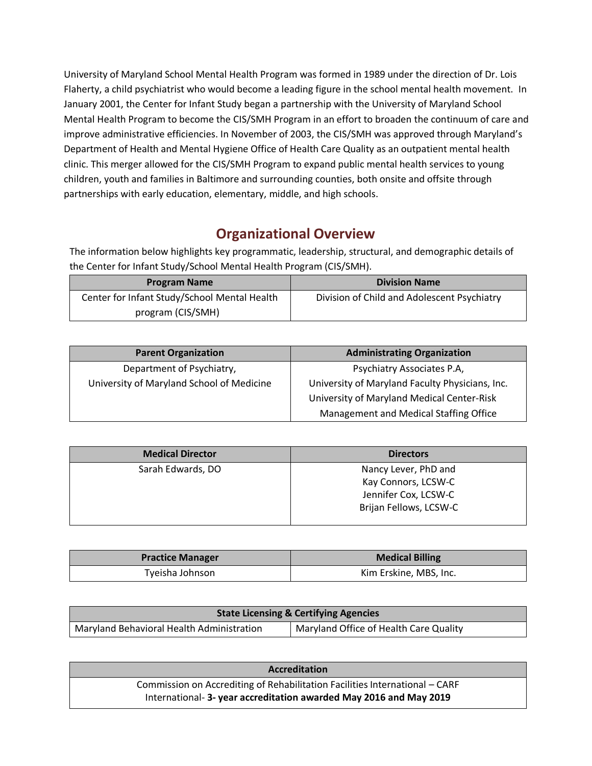University of Maryland School Mental Health Program was formed in 1989 under the direction of Dr. Lois Flaherty, a child psychiatrist who would become a leading figure in the school mental health movement. In January 2001, the Center for Infant Study began a partnership with the University of Maryland School Mental Health Program to become the CIS/SMH Program in an effort to broaden the continuum of care and improve administrative efficiencies. In November of 2003, the CIS/SMH was approved through Maryland's Department of Health and Mental Hygiene Office of Health Care Quality as an outpatient mental health clinic. This merger allowed for the CIS/SMH Program to expand public mental health services to young children, youth and families in Baltimore and surrounding counties, both onsite and offsite through partnerships with early education, elementary, middle, and high schools.

## Organizational Overview

The information below highlights key programmatic, leadership, structural, and demographic details of the Center for Infant Study/School Mental Health Program (CIS/SMH).

| Program Name | Division Name |
|---|---|
| Center for Infant Study/School Mental Health program (CIS/SMH) | Division of Child and Adolescent Psychiatry |

| Parent Organization | Administrating Organization |
|---|---|
| Department of Psychiatry, University of Maryland School of Medicine | Psychiatry Associates P.A, University of Maryland Faculty Physicians, Inc. University of Maryland Medical Center-Risk Management and Medical Staffing Office |

| Medical Director | Directors |
|---|---|
| Sarah Edwards, DO | Nancy Lever, PhD and Kay Connors, LCSW-C Jennifer Cox, LCSW-C Brijan Fellows, LCSW-C |

| Practice Manager | Medical Billing |
|---|---|
| Tyeisha Johnson | Kim Erskine, MBS, Inc. |

| State Licensing & Certifying Agencies | |
|---|---|
| Maryland Behavioral Health Administration | Maryland Office of Health Care Quality |

| Accreditation |
|---|
| Commission on Accrediting of Rehabilitation Facilities International – CARF International- **3- year accreditation awarded May 2016 and May 2019** |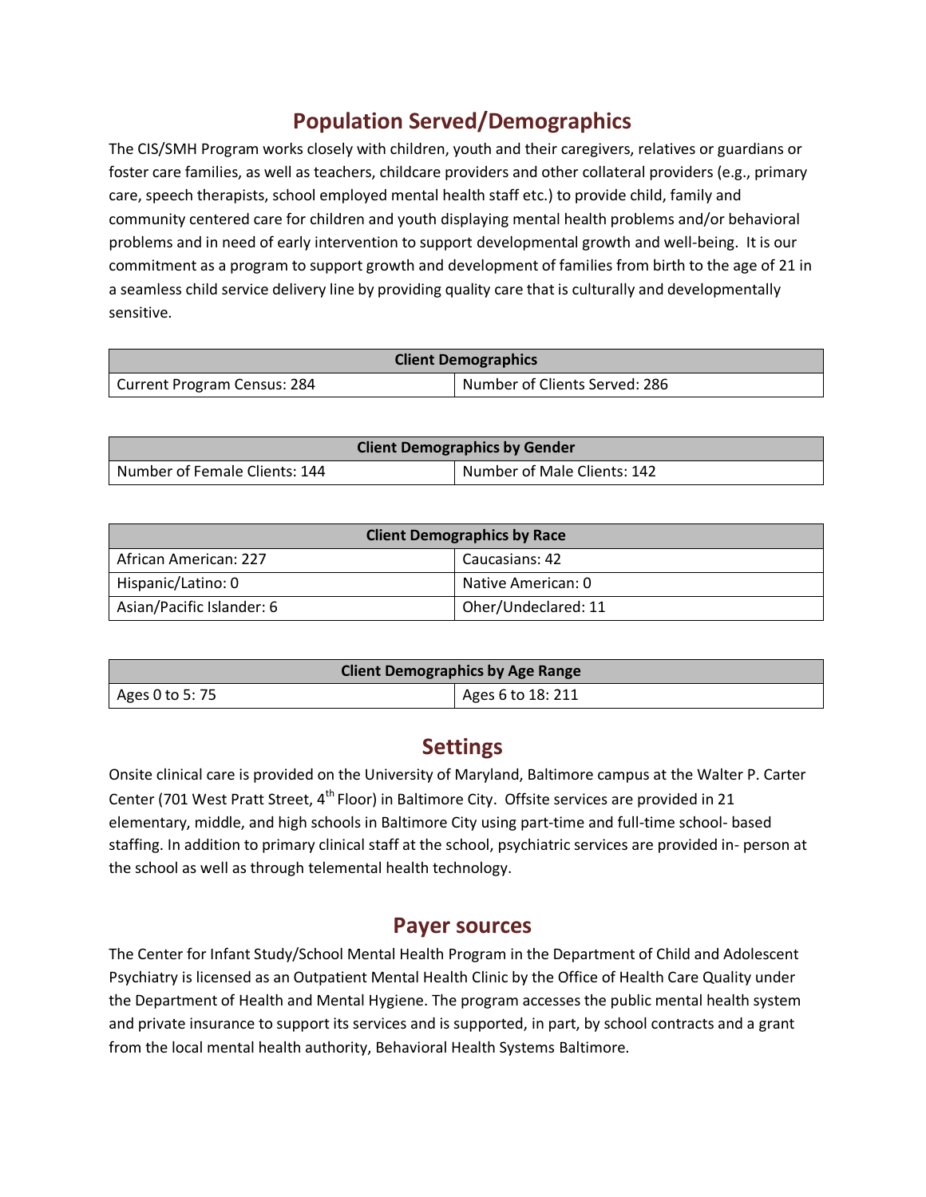## Population Served/Demographics

The CIS/SMH Program works closely with children, youth and their caregivers, relatives or guardians or foster care families, as well as teachers, childcare providers and other collateral providers (e.g., primary care, speech therapists, school employed mental health staff etc.) to provide child, family and community centered care for children and youth displaying mental health problems and/or behavioral problems and in need of early intervention to support developmental growth and well-being. It is our commitment as a program to support growth and development of families from birth to the age of 21 in a seamless child service delivery line by providing quality care that is culturally and developmentally sensitive.

| Client Demographics | |
|---|---|
| Current Program Census: 284 | Number of Clients Served: 286 |

| Client Demographics by Gender | |
|---|---|
| Number of Female Clients: 144 | Number of Male Clients: 142 |

| Client Demographics by Race | |
|---|---|
| African American: 227 | Caucasians: 42 |
| Hispanic/Latino: 0 | Native American: 0 |
| Asian/Pacific Islander: 6 | Oher/Undeclared: 11 |

| Client Demographics by Age Range | |
|---|---|
| Ages 0 to 5: 75 | Ages 6 to 18: 211 |

## Settings

Onsite clinical care is provided on the University of Maryland, Baltimore campus at the Walter P. Carter Center (701 West Pratt Street, 4th Floor) in Baltimore City. Offsite services are provided in 21 elementary, middle, and high schools in Baltimore City using part-time and full-time school- based staffing. In addition to primary clinical staff at the school, psychiatric services are provided in- person at the school as well as through telemental health technology.

## Payer sources

The Center for Infant Study/School Mental Health Program in the Department of Child and Adolescent Psychiatry is licensed as an Outpatient Mental Health Clinic by the Office of Health Care Quality under the Department of Health and Mental Hygiene. The program accesses the public mental health system and private insurance to support its services and is supported, in part, by school contracts and a grant from the local mental health authority, Behavioral Health Systems Baltimore.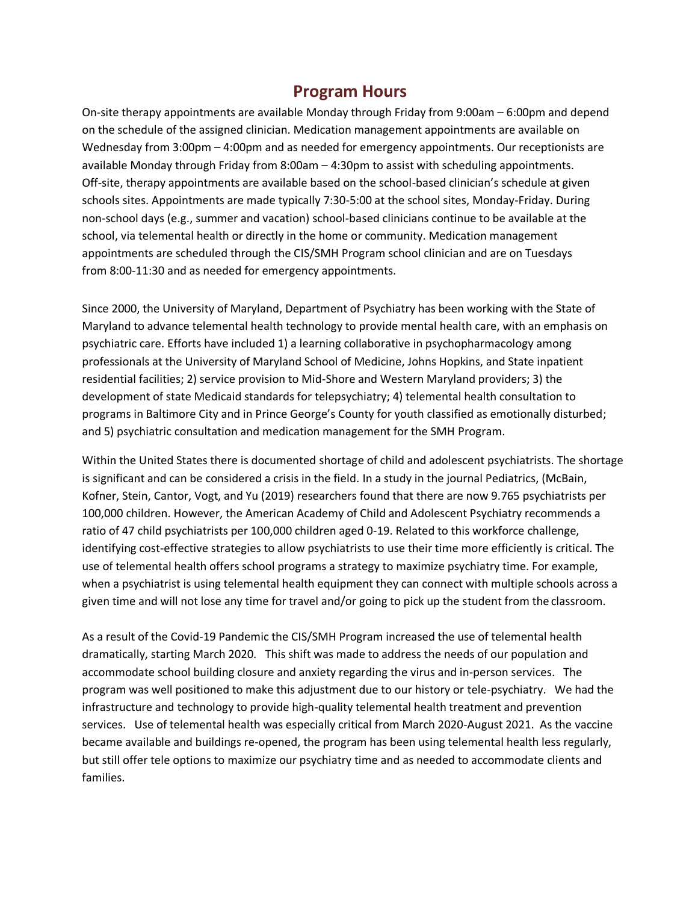## Program Hours

On-site therapy appointments are available Monday through Friday from 9:00am – 6:00pm and depend on the schedule of the assigned clinician. Medication management appointments are available on Wednesday from 3:00pm – 4:00pm and as needed for emergency appointments. Our receptionists are available Monday through Friday from 8:00am – 4:30pm to assist with scheduling appointments. Off-site, therapy appointments are available based on the school-based clinician's schedule at given schools sites. Appointments are made typically 7:30-5:00 at the school sites, Monday-Friday. During non-school days (e.g., summer and vacation) school-based clinicians continue to be available at the school, via telemental health or directly in the home or community. Medication management appointments are scheduled through the CIS/SMH Program school clinician and are on Tuesdays from 8:00-11:30 and as needed for emergency appointments.

Since 2000, the University of Maryland, Department of Psychiatry has been working with the State of Maryland to advance telemental health technology to provide mental health care, with an emphasis on psychiatric care. Efforts have included 1) a learning collaborative in psychopharmacology among professionals at the University of Maryland School of Medicine, Johns Hopkins, and State inpatient residential facilities; 2) service provision to Mid-Shore and Western Maryland providers; 3) the development of state Medicaid standards for telepsychiatry; 4) telemental health consultation to programs in Baltimore City and in Prince George's County for youth classified as emotionally disturbed; and 5) psychiatric consultation and medication management for the SMH Program.

Within the United States there is documented shortage of child and adolescent psychiatrists. The shortage is significant and can be considered a crisis in the field. In a study in the journal Pediatrics, (McBain, Kofner, Stein, Cantor, Vogt, and Yu (2019) researchers found that there are now 9.765 psychiatrists per 100,000 children. However, the American Academy of Child and Adolescent Psychiatry recommends a ratio of 47 child psychiatrists per 100,000 children aged 0-19. Related to this workforce challenge, identifying cost-effective strategies to allow psychiatrists to use their time more efficiently is critical. The use of telemental health offers school programs a strategy to maximize psychiatry time. For example, when a psychiatrist is using telemental health equipment they can connect with multiple schools across a given time and will not lose any time for travel and/or going to pick up the student from the classroom.

As a result of the Covid-19 Pandemic the CIS/SMH Program increased the use of telemental health dramatically, starting March 2020. This shift was made to address the needs of our population and accommodate school building closure and anxiety regarding the virus and in-person services. The program was well positioned to make this adjustment due to our history or tele-psychiatry. We had the infrastructure and technology to provide high-quality telemental health treatment and prevention services. Use of telemental health was especially critical from March 2020-August 2021. As the vaccine became available and buildings re-opened, the program has been using telemental health less regularly, but still offer tele options to maximize our psychiatry time and as needed to accommodate clients and families.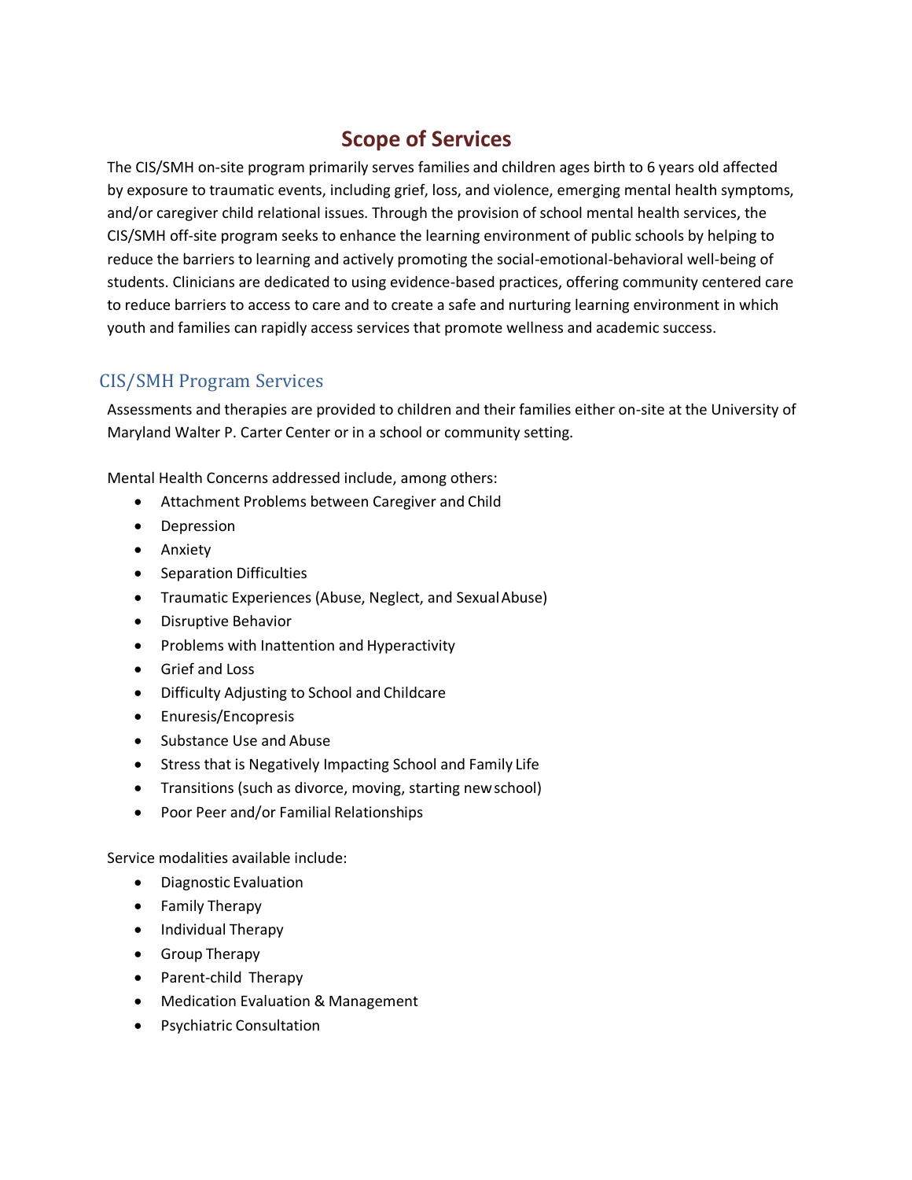# Scope of Services

The CIS/SMH on-site program primarily serves families and children ages birth to 6 years old affected by exposure to traumatic events, including grief, loss, and violence, emerging mental health symptoms, and/or caregiver child relational issues. Through the provision of school mental health services, the CIS/SMH off-site program seeks to enhance the learning environment of public schools by helping to reduce the barriers to learning and actively promoting the social-emotional-behavioral well-being of students. Clinicians are dedicated to using evidence-based practices, offering community centered care to reduce barriers to access to care and to create a safe and nurturing learning environment in which youth and families can rapidly access services that promote wellness and academic success.

## CIS/SMH Program Services

Assessments and therapies are provided to children and their families either on-site at the University of Maryland Walter P. Carter Center or in a school or community setting.

Mental Health Concerns addressed include, among others:

- Attachment Problems between Caregiver and Child
- Depression
- Anxiety
- Separation Difficulties
- Traumatic Experiences (Abuse, Neglect, and Sexual Abuse)
- Disruptive Behavior
- Problems with Inattention and Hyperactivity
- Grief and Loss
- Difficulty Adjusting to School and Childcare
- Enuresis/Encopresis
- Substance Use and Abuse
- Stress that is Negatively Impacting School and Family Life
- Transitions (such as divorce, moving, starting new school)
- Poor Peer and/or Familial Relationships

Service modalities available include:

- Diagnostic Evaluation
- Family Therapy
- Individual Therapy
- Group Therapy
- Parent-child Therapy
- Medication Evaluation & Management
- Psychiatric Consultation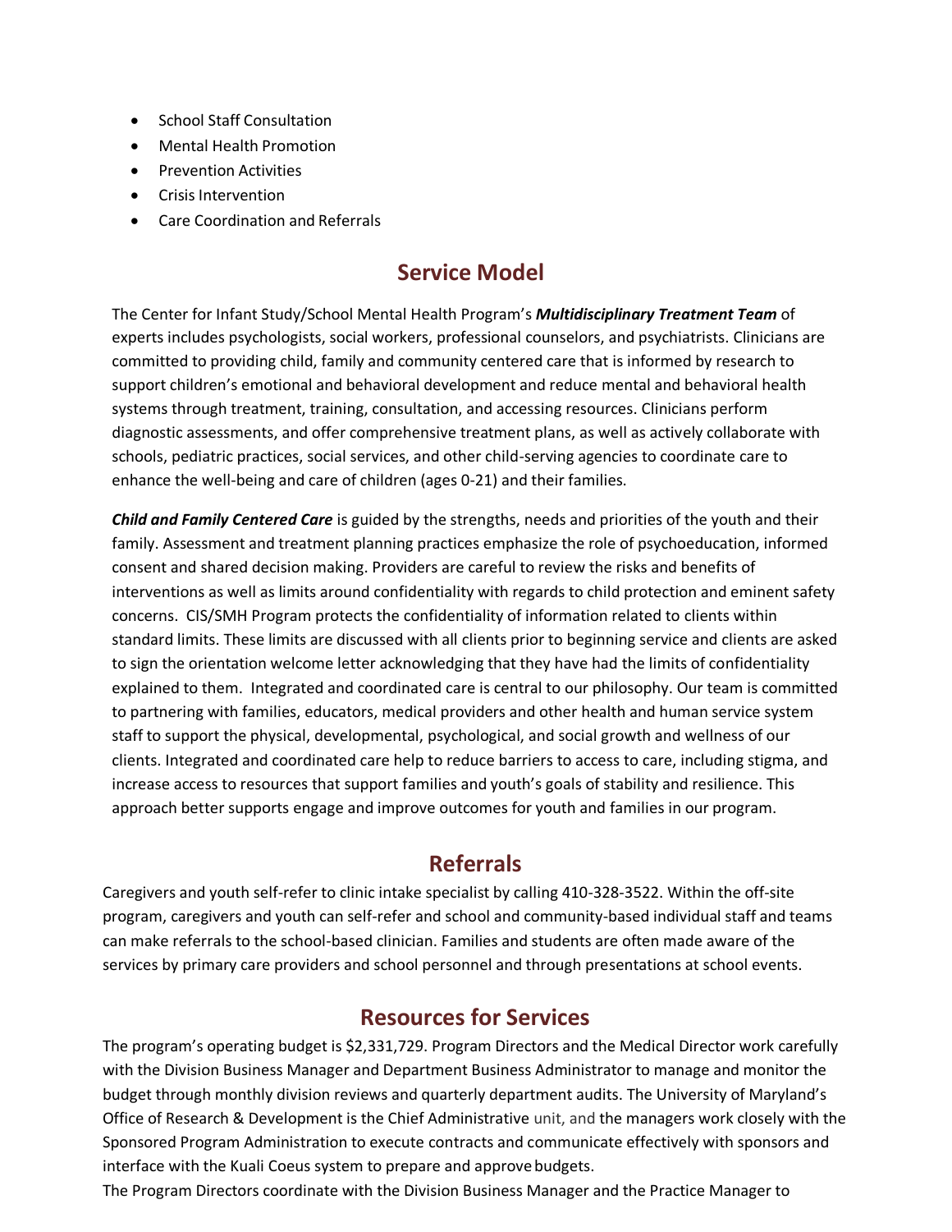- School Staff Consultation
- Mental Health Promotion
- Prevention Activities
- Crisis Intervention
- Care Coordination and Referrals

## Service Model

The Center for Infant Study/School Mental Health Program's ***Multidisciplinary Treatment Team*** of experts includes psychologists, social workers, professional counselors, and psychiatrists. Clinicians are committed to providing child, family and community centered care that is informed by research to support children's emotional and behavioral development and reduce mental and behavioral health systems through treatment, training, consultation, and accessing resources. Clinicians perform diagnostic assessments, and offer comprehensive treatment plans, as well as actively collaborate with schools, pediatric practices, social services, and other child-serving agencies to coordinate care to enhance the well-being and care of children (ages 0-21) and their families.

***Child and Family Centered Care*** is guided by the strengths, needs and priorities of the youth and their family. Assessment and treatment planning practices emphasize the role of psychoeducation, informed consent and shared decision making. Providers are careful to review the risks and benefits of interventions as well as limits around confidentiality with regards to child protection and eminent safety concerns. CIS/SMH Program protects the confidentiality of information related to clients within standard limits. These limits are discussed with all clients prior to beginning service and clients are asked to sign the orientation welcome letter acknowledging that they have had the limits of confidentiality explained to them. Integrated and coordinated care is central to our philosophy. Our team is committed to partnering with families, educators, medical providers and other health and human service system staff to support the physical, developmental, psychological, and social growth and wellness of our clients. Integrated and coordinated care help to reduce barriers to access to care, including stigma, and increase access to resources that support families and youth's goals of stability and resilience. This approach better supports engage and improve outcomes for youth and families in our program.

## Referrals

Caregivers and youth self-refer to clinic intake specialist by calling 410-328-3522. Within the off-site program, caregivers and youth can self-refer and school and community-based individual staff and teams can make referrals to the school-based clinician. Families and students are often made aware of the services by primary care providers and school personnel and through presentations at school events.

## Resources for Services

The program's operating budget is $2,331,729. Program Directors and the Medical Director work carefully with the Division Business Manager and Department Business Administrator to manage and monitor the budget through monthly division reviews and quarterly department audits. The University of Maryland's Office of Research & Development is the Chief Administrative unit, and the managers work closely with the Sponsored Program Administration to execute contracts and communicate effectively with sponsors and interface with the Kuali Coeus system to prepare and approve budgets.

The Program Directors coordinate with the Division Business Manager and the Practice Manager to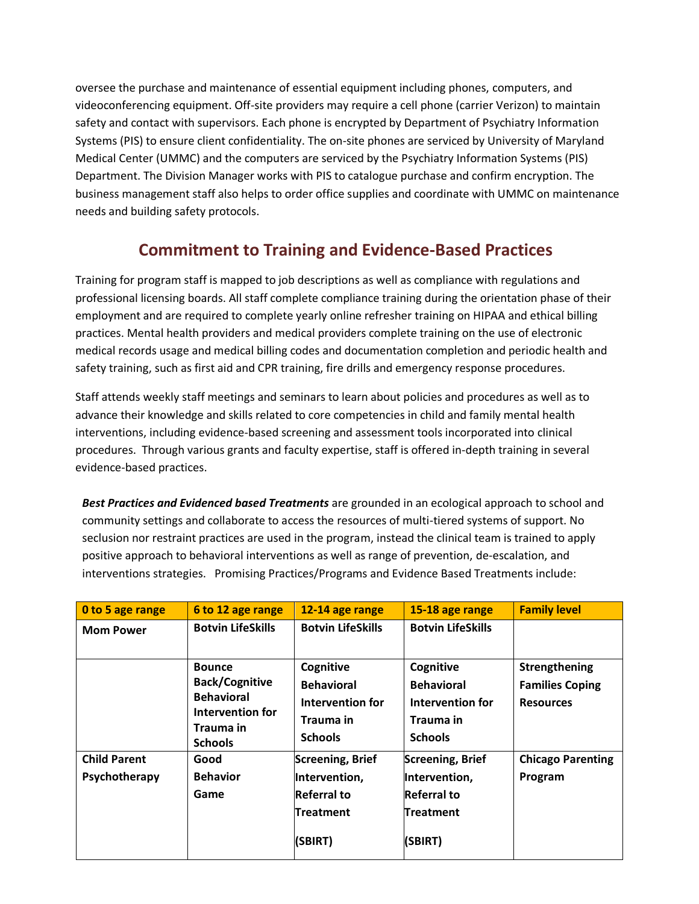oversee the purchase and maintenance of essential equipment including phones, computers, and videoconferencing equipment. Off-site providers may require a cell phone (carrier Verizon) to maintain safety and contact with supervisors. Each phone is encrypted by Department of Psychiatry Information Systems (PIS) to ensure client confidentiality. The on-site phones are serviced by University of Maryland Medical Center (UMMC) and the computers are serviced by the Psychiatry Information Systems (PIS) Department. The Division Manager works with PIS to catalogue purchase and confirm encryption. The business management staff also helps to order office supplies and coordinate with UMMC on maintenance needs and building safety protocols.

## Commitment to Training and Evidence-Based Practices

Training for program staff is mapped to job descriptions as well as compliance with regulations and professional licensing boards. All staff complete compliance training during the orientation phase of their employment and are required to complete yearly online refresher training on HIPAA and ethical billing practices. Mental health providers and medical providers complete training on the use of electronic medical records usage and medical billing codes and documentation completion and periodic health and safety training, such as first aid and CPR training, fire drills and emergency response procedures.

Staff attends weekly staff meetings and seminars to learn about policies and procedures as well as to advance their knowledge and skills related to core competencies in child and family mental health interventions, including evidence-based screening and assessment tools incorporated into clinical procedures. Through various grants and faculty expertise, staff is offered in-depth training in several evidence-based practices.

***Best Practices and Evidenced based Treatments*** are grounded in an ecological approach to school and community settings and collaborate to access the resources of multi-tiered systems of support. No seclusion nor restraint practices are used in the program, instead the clinical team is trained to apply positive approach to behavioral interventions as well as range of prevention, de-escalation, and interventions strategies. Promising Practices/Programs and Evidence Based Treatments include:

| 0 to 5 age range | 6 to 12 age range | 12-14 age range | 15-18 age range | Family level |
|---|---|---|---|---|
| **Mom Power** | **Botvin LifeSkills** | **Botvin LifeSkills** | **Botvin LifeSkills** | |
| | **Bounce Back/Cognitive Behavioral Intervention for Trauma in Schools** | **Cognitive Behavioral Intervention for Trauma in Schools** | **Cognitive Behavioral Intervention for Trauma in Schools** | **Strengthening Families Coping Resources** |
| **Child Parent Psychotherapy** | **Good Behavior Game** | **Screening, Brief Intervention, Referral to Treatment (SBIRT)** | **Screening, Brief Intervention, Referral to Treatment (SBIRT)** | **Chicago Parenting Program** |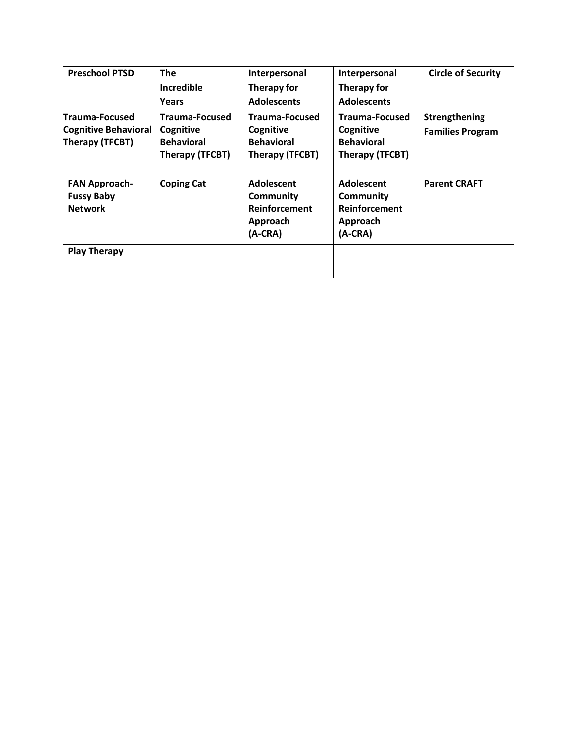| **Preschool PTSD** | **The Incredible Years** | **Interpersonal Therapy for Adolescents** | **Interpersonal Therapy for Adolescents** | **Circle of Security** |
|---|---|---|---|---|
| **Trauma-Focused Cognitive Behavioral Therapy (TFCBT)** | **Trauma-Focused Cognitive Behavioral Therapy (TFCBT)** | **Trauma-Focused Cognitive Behavioral Therapy (TFCBT)** | **Trauma-Focused Cognitive Behavioral Therapy (TFCBT)** | **Strengthening Families Program** |
| **FAN Approach- Fussy Baby Network** | **Coping Cat** | **Adolescent Community Reinforcement Approach (A-CRA)** | **Adolescent Community Reinforcement Approach (A-CRA)** | **Parent CRAFT** |
| **Play Therapy** | | | | |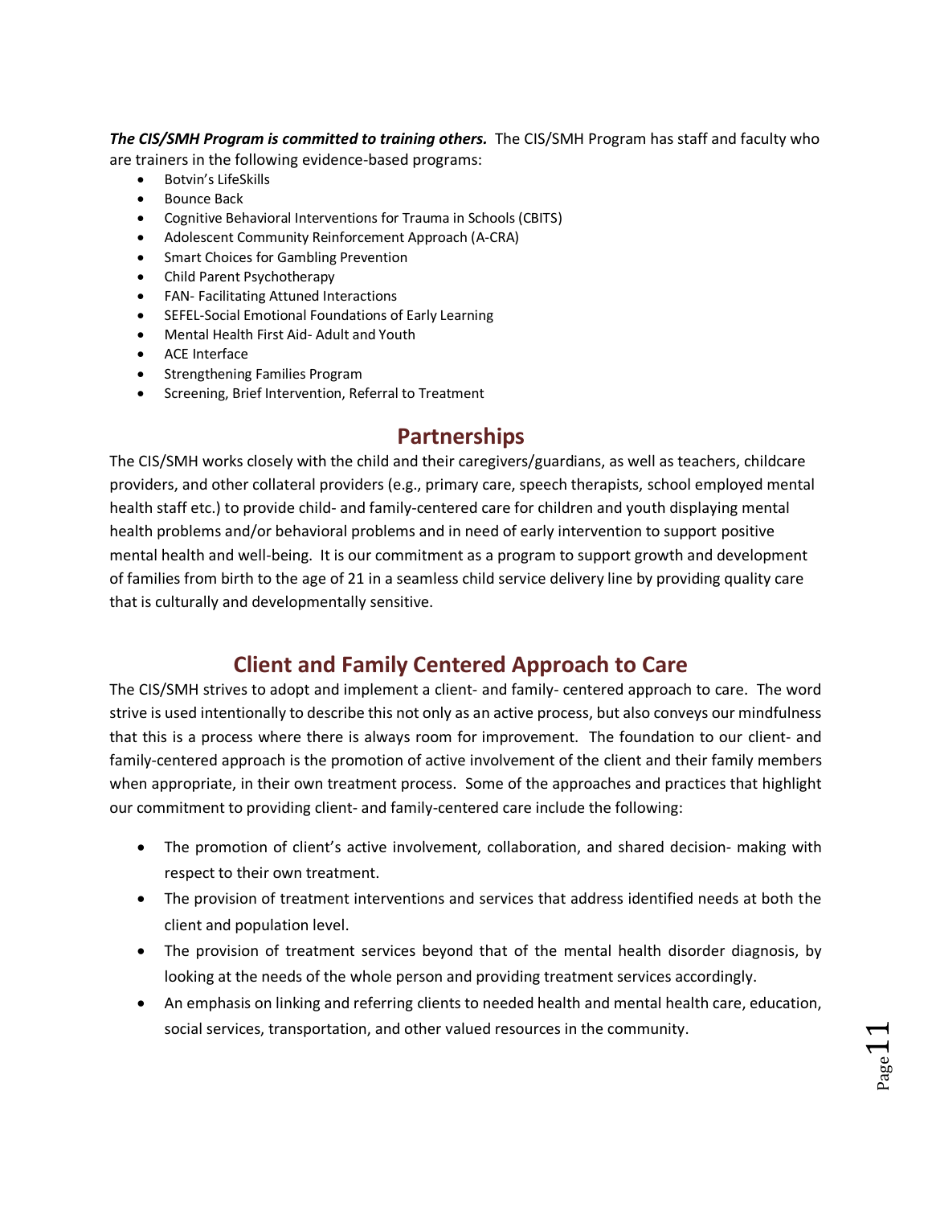***The CIS/SMH Program is committed to training others.*** The CIS/SMH Program has staff and faculty who are trainers in the following evidence-based programs:

- Botvin's LifeSkills
- Bounce Back
- Cognitive Behavioral Interventions for Trauma in Schools (CBITS)
- Adolescent Community Reinforcement Approach (A-CRA)
- Smart Choices for Gambling Prevention
- Child Parent Psychotherapy
- FAN- Facilitating Attuned Interactions
- SEFEL-Social Emotional Foundations of Early Learning
- Mental Health First Aid- Adult and Youth
- ACE Interface
- Strengthening Families Program
- Screening, Brief Intervention, Referral to Treatment

## Partnerships

The CIS/SMH works closely with the child and their caregivers/guardians, as well as teachers, childcare providers, and other collateral providers (e.g., primary care, speech therapists, school employed mental health staff etc.) to provide child- and family-centered care for children and youth displaying mental health problems and/or behavioral problems and in need of early intervention to support positive mental health and well-being. It is our commitment as a program to support growth and development of families from birth to the age of 21 in a seamless child service delivery line by providing quality care that is culturally and developmentally sensitive.

## Client and Family Centered Approach to Care

The CIS/SMH strives to adopt and implement a client- and family- centered approach to care. The word strive is used intentionally to describe this not only as an active process, but also conveys our mindfulness that this is a process where there is always room for improvement. The foundation to our client- and family-centered approach is the promotion of active involvement of the client and their family members when appropriate, in their own treatment process. Some of the approaches and practices that highlight our commitment to providing client- and family-centered care include the following:

- The promotion of client's active involvement, collaboration, and shared decision- making with respect to their own treatment.
- The provision of treatment interventions and services that address identified needs at both the client and population level.
- The provision of treatment services beyond that of the mental health disorder diagnosis, by looking at the needs of the whole person and providing treatment services accordingly.
- An emphasis on linking and referring clients to needed health and mental health care, education, social services, transportation, and other valued resources in the community.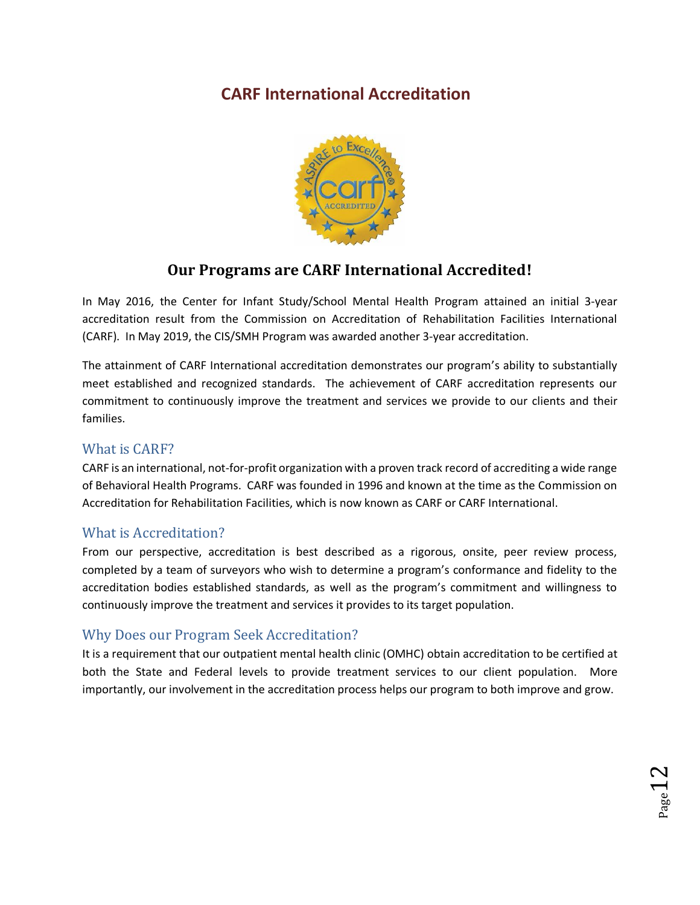# CARF International Accreditation

## Our Programs are CARF International Accredited!

In May 2016, the Center for Infant Study/School Mental Health Program attained an initial 3-year accreditation result from the Commission on Accreditation of Rehabilitation Facilities International (CARF). In May 2019, the CIS/SMH Program was awarded another 3-year accreditation.

The attainment of CARF International accreditation demonstrates our program's ability to substantially meet established and recognized standards. The achievement of CARF accreditation represents our commitment to continuously improve the treatment and services we provide to our clients and their families.

### What is CARF?

CARF is an international, not-for-profit organization with a proven track record of accrediting a wide range of Behavioral Health Programs. CARF was founded in 1996 and known at the time as the Commission on Accreditation for Rehabilitation Facilities, which is now known as CARF or CARF International.

### What is Accreditation?

From our perspective, accreditation is best described as a rigorous, onsite, peer review process, completed by a team of surveyors who wish to determine a program's conformance and fidelity to the accreditation bodies established standards, as well as the program's commitment and willingness to continuously improve the treatment and services it provides to its target population.

### Why Does our Program Seek Accreditation?

It is a requirement that our outpatient mental health clinic (OMHC) obtain accreditation to be certified at both the State and Federal levels to provide treatment services to our client population. More importantly, our involvement in the accreditation process helps our program to both improve and grow.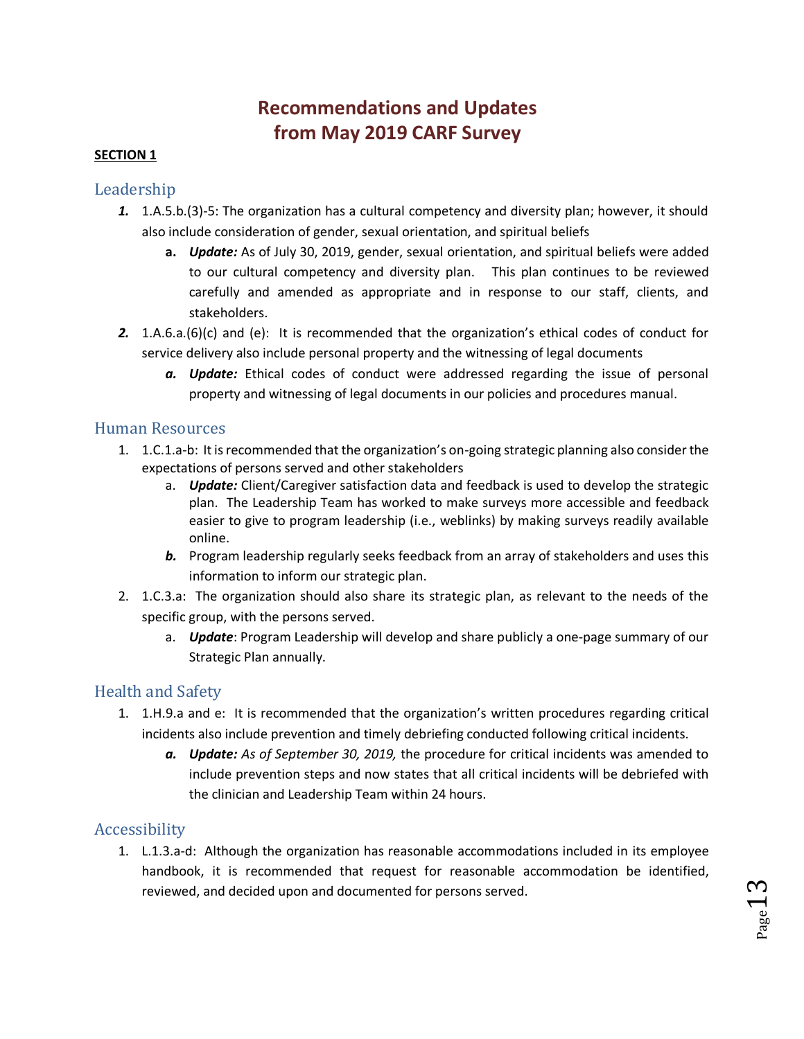# Recommendations and Updates from May 2019 CARF Survey

**SECTION 1**

## Leadership

1. 1.A.5.b.(3)-5: The organization has a cultural competency and diversity plan; however, it should also include consideration of gender, sexual orientation, and spiritual beliefs
   a. ***Update:*** As of July 30, 2019, gender, sexual orientation, and spiritual beliefs were added to our cultural competency and diversity plan. This plan continues to be reviewed carefully and amended as appropriate and in response to our staff, clients, and stakeholders.
2. 1.A.6.a.(6)(c) and (e): It is recommended that the organization's ethical codes of conduct for service delivery also include personal property and the witnessing of legal documents
   a. ***Update:*** Ethical codes of conduct were addressed regarding the issue of personal property and witnessing of legal documents in our policies and procedures manual.

## Human Resources

1. 1.C.1.a-b: It is recommended that the organization's on-going strategic planning also consider the expectations of persons served and other stakeholders
   a. ***Update:*** Client/Caregiver satisfaction data and feedback is used to develop the strategic plan. The Leadership Team has worked to make surveys more accessible and feedback easier to give to program leadership (i.e., weblinks) by making surveys readily available online.
   b. Program leadership regularly seeks feedback from an array of stakeholders and uses this information to inform our strategic plan.
2. 1.C.3.a: The organization should also share its strategic plan, as relevant to the needs of the specific group, with the persons served.
   a. ***Update***: Program Leadership will develop and share publicly a one-page summary of our Strategic Plan annually.

## Health and Safety

1. 1.H.9.a and e: It is recommended that the organization's written procedures regarding critical incidents also include prevention and timely debriefing conducted following critical incidents.
   a. ***Update:*** *As of September 30, 2019,* the procedure for critical incidents was amended to include prevention steps and now states that all critical incidents will be debriefed with the clinician and Leadership Team within 24 hours.

## Accessibility

1. L.1.3.a-d: Although the organization has reasonable accommodations included in its employee handbook, it is recommended that request for reasonable accommodation be identified, reviewed, and decided upon and documented for persons served.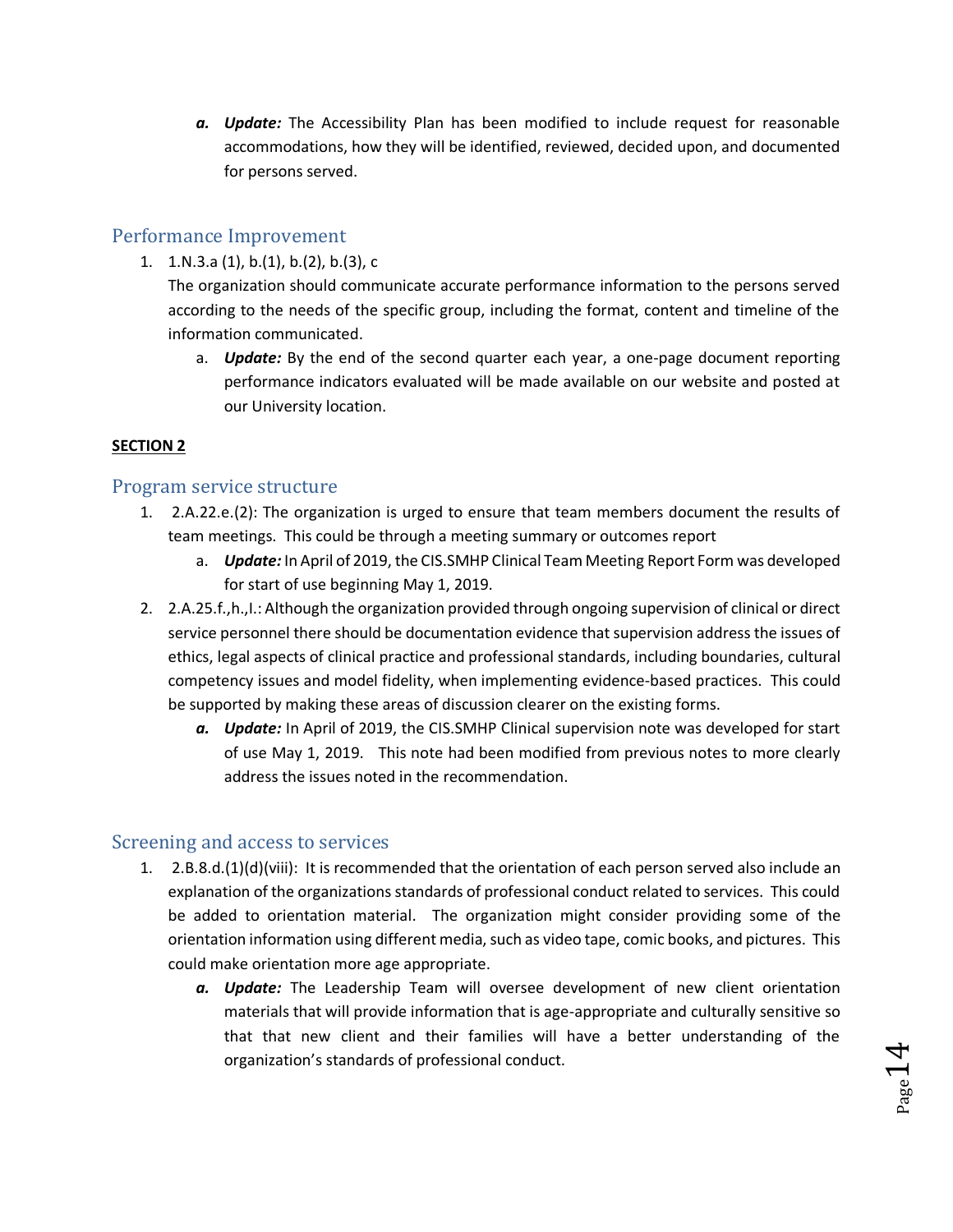a. ***Update:*** The Accessibility Plan has been modified to include request for reasonable accommodations, how they will be identified, reviewed, decided upon, and documented for persons served.

## Performance Improvement

1. 1.N.3.a (1), b.(1), b.(2), b.(3), c
   The organization should communicate accurate performance information to the persons served according to the needs of the specific group, including the format, content and timeline of the information communicated.
   a. ***Update:*** By the end of the second quarter each year, a one-page document reporting performance indicators evaluated will be made available on our website and posted at our University location.

**SECTION 2**

## Program service structure

1. 2.A.22.e.(2): The organization is urged to ensure that team members document the results of team meetings. This could be through a meeting summary or outcomes report
   a. ***Update:*** In April of 2019, the CIS.SMHP Clinical Team Meeting Report Form was developed for start of use beginning May 1, 2019.
2. 2.A.25.f.,h.,I.: Although the organization provided through ongoing supervision of clinical or direct service personnel there should be documentation evidence that supervision address the issues of ethics, legal aspects of clinical practice and professional standards, including boundaries, cultural competency issues and model fidelity, when implementing evidence-based practices. This could be supported by making these areas of discussion clearer on the existing forms.
   a. ***Update:*** In April of 2019, the CIS.SMHP Clinical supervision note was developed for start of use May 1, 2019. This note had been modified from previous notes to more clearly address the issues noted in the recommendation.

## Screening and access to services

1. 2.B.8.d.(1)(d)(viii): It is recommended that the orientation of each person served also include an explanation of the organizations standards of professional conduct related to services. This could be added to orientation material. The organization might consider providing some of the orientation information using different media, such as video tape, comic books, and pictures. This could make orientation more age appropriate.
   a. ***Update:*** The Leadership Team will oversee development of new client orientation materials that will provide information that is age-appropriate and culturally sensitive so that that new client and their families will have a better understanding of the organization's standards of professional conduct.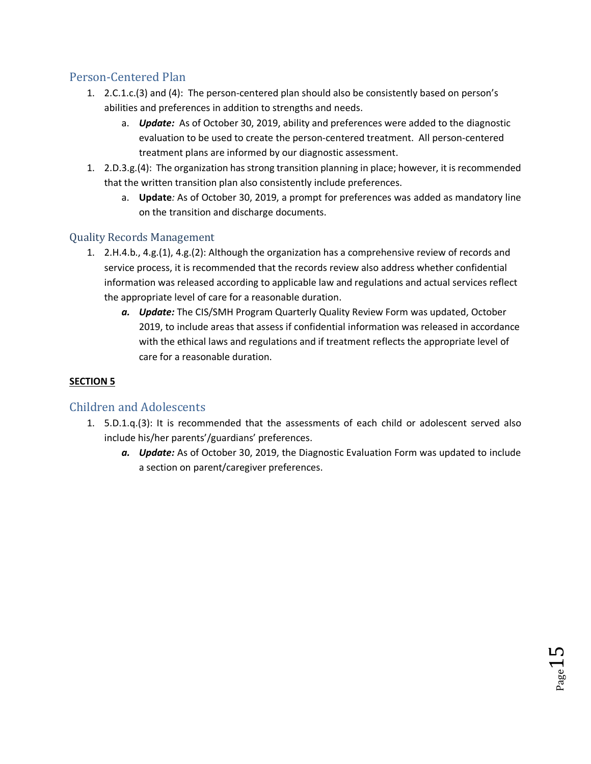## Person-Centered Plan

1. 2.C.1.c.(3) and (4): The person-centered plan should also be consistently based on person's abilities and preferences in addition to strengths and needs.
   a. ***Update:*** As of October 30, 2019, ability and preferences were added to the diagnostic evaluation to be used to create the person-centered treatment. All person-centered treatment plans are informed by our diagnostic assessment.
1. 2.D.3.g.(4): The organization has strong transition planning in place; however, it is recommended that the written transition plan also consistently include preferences.
   a. **Update***:* As of October 30, 2019, a prompt for preferences was added as mandatory line on the transition and discharge documents.

## Quality Records Management

1. 2.H.4.b., 4.g.(1), 4.g.(2): Although the organization has a comprehensive review of records and service process, it is recommended that the records review also address whether confidential information was released according to applicable law and regulations and actual services reflect the appropriate level of care for a reasonable duration.
   ***a.*** ***Update:*** The CIS/SMH Program Quarterly Quality Review Form was updated, October 2019, to include areas that assess if confidential information was released in accordance with the ethical laws and regulations and if treatment reflects the appropriate level of care for a reasonable duration.

**SECTION 5**

## Children and Adolescents

1. 5.D.1.q.(3): It is recommended that the assessments of each child or adolescent served also include his/her parents'/guardians' preferences.
   ***a.*** ***Update:*** As of October 30, 2019, the Diagnostic Evaluation Form was updated to include a section on parent/caregiver preferences.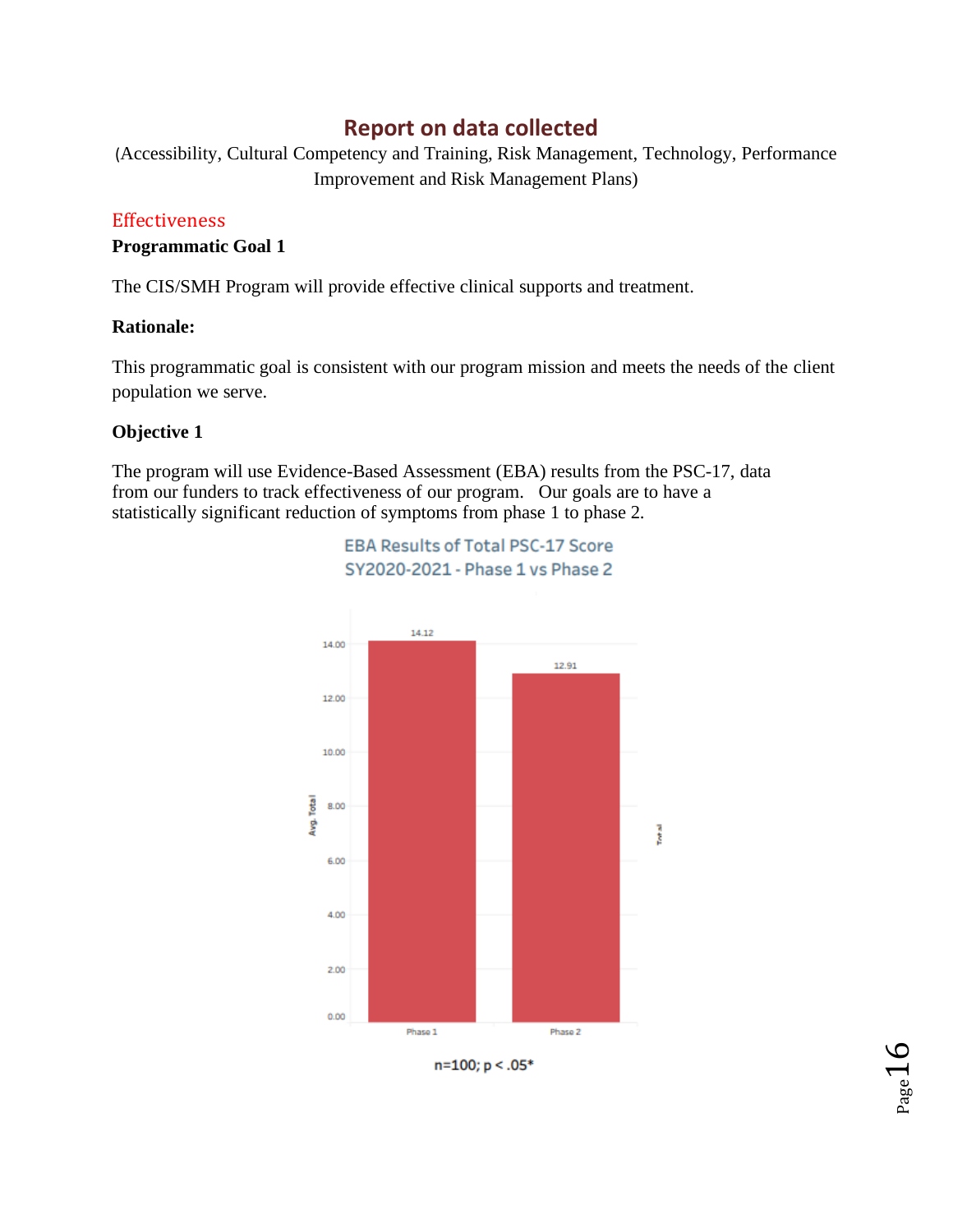## Report on data collected

(Accessibility, Cultural Competency and Training, Risk Management, Technology, Performance Improvement and Risk Management Plans)

### Effectiveness

**Programmatic Goal 1**

The CIS/SMH Program will provide effective clinical supports and treatment.

**Rationale:**

This programmatic goal is consistent with our program mission and meets the needs of the client population we serve.

**Objective 1**

The program will use Evidence-Based Assessment (EBA) results from the PSC-17, data from our funders to track effectiveness of our program. Our goals are to have a statistically significant reduction of symptoms from phase 1 to phase 2.

EBA Results of Total PSC-17 Score
SY2020-2021 - Phase 1 vs Phase 2

| | Avg. Total |
|---|---|
| Phase 1 | 14.12 |
| Phase 2 | 12.91 |

n=100; $p < .05$*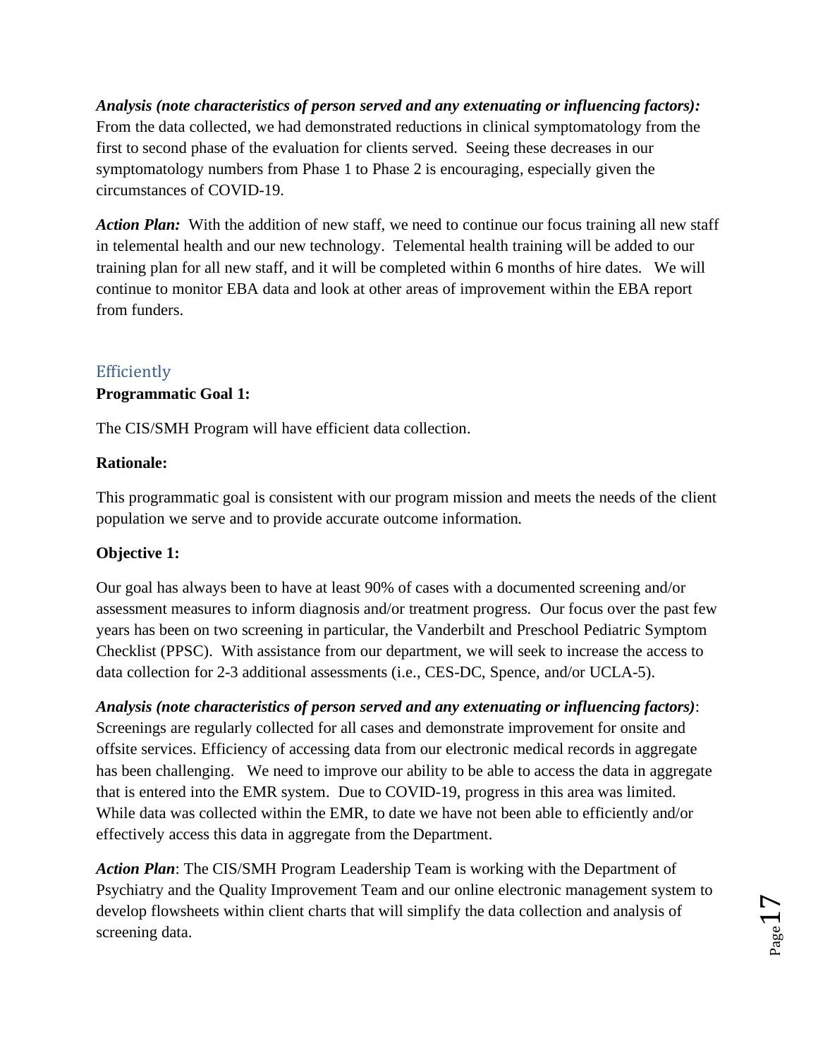***Analysis (note characteristics of person served and any extenuating or influencing factors):*** From the data collected, we had demonstrated reductions in clinical symptomatology from the first to second phase of the evaluation for clients served. Seeing these decreases in our symptomatology numbers from Phase 1 to Phase 2 is encouraging, especially given the circumstances of COVID-19.

***Action Plan:*** With the addition of new staff, we need to continue our focus training all new staff in telemental health and our new technology. Telemental health training will be added to our training plan for all new staff, and it will be completed within 6 months of hire dates. We will continue to monitor EBA data and look at other areas of improvement within the EBA report from funders.

## Efficiently

**Programmatic Goal 1:**

The CIS/SMH Program will have efficient data collection.

**Rationale:**

This programmatic goal is consistent with our program mission and meets the needs of the client population we serve and to provide accurate outcome information.

**Objective 1:**

Our goal has always been to have at least 90% of cases with a documented screening and/or assessment measures to inform diagnosis and/or treatment progress. Our focus over the past few years has been on two screening in particular, the Vanderbilt and Preschool Pediatric Symptom Checklist (PPSC). With assistance from our department, we will seek to increase the access to data collection for 2-3 additional assessments (i.e., CES-DC, Spence, and/or UCLA-5).

***Analysis (note characteristics of person served and any extenuating or influencing factors)***: Screenings are regularly collected for all cases and demonstrate improvement for onsite and offsite services. Efficiency of accessing data from our electronic medical records in aggregate has been challenging. We need to improve our ability to be able to access the data in aggregate that is entered into the EMR system. Due to COVID-19, progress in this area was limited. While data was collected within the EMR, to date we have not been able to efficiently and/or effectively access this data in aggregate from the Department.

***Action Plan***: The CIS/SMH Program Leadership Team is working with the Department of Psychiatry and the Quality Improvement Team and our online electronic management system to develop flowsheets within client charts that will simplify the data collection and analysis of screening data.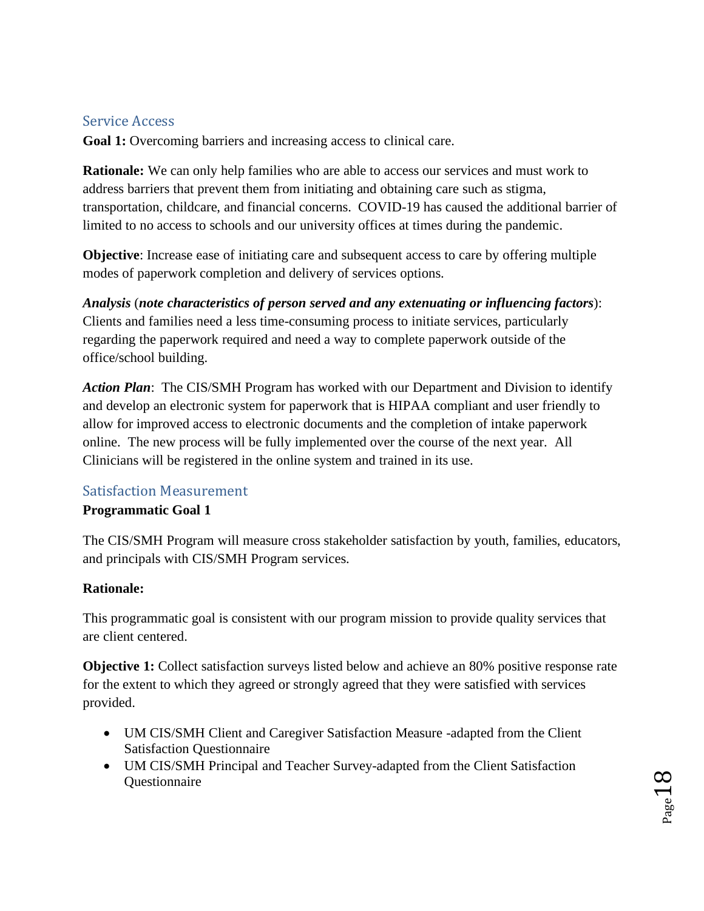## Service Access

**Goal 1:** Overcoming barriers and increasing access to clinical care.

**Rationale:** We can only help families who are able to access our services and must work to address barriers that prevent them from initiating and obtaining care such as stigma, transportation, childcare, and financial concerns. COVID-19 has caused the additional barrier of limited to no access to schools and our university offices at times during the pandemic.

**Objective**: Increase ease of initiating care and subsequent access to care by offering multiple modes of paperwork completion and delivery of services options.

***Analysis*** (***note characteristics of person served and any extenuating or influencing factors***): Clients and families need a less time-consuming process to initiate services, particularly regarding the paperwork required and need a way to complete paperwork outside of the office/school building.

***Action Plan***: The CIS/SMH Program has worked with our Department and Division to identify and develop an electronic system for paperwork that is HIPAA compliant and user friendly to allow for improved access to electronic documents and the completion of intake paperwork online. The new process will be fully implemented over the course of the next year. All Clinicians will be registered in the online system and trained in its use.

## Satisfaction Measurement

**Programmatic Goal 1**

The CIS/SMH Program will measure cross stakeholder satisfaction by youth, families, educators, and principals with CIS/SMH Program services.

**Rationale:**

This programmatic goal is consistent with our program mission to provide quality services that are client centered.

**Objective 1:** Collect satisfaction surveys listed below and achieve an 80% positive response rate for the extent to which they agreed or strongly agreed that they were satisfied with services provided.

- UM CIS/SMH Client and Caregiver Satisfaction Measure -adapted from the Client Satisfaction Questionnaire
- UM CIS/SMH Principal and Teacher Survey-adapted from the Client Satisfaction Questionnaire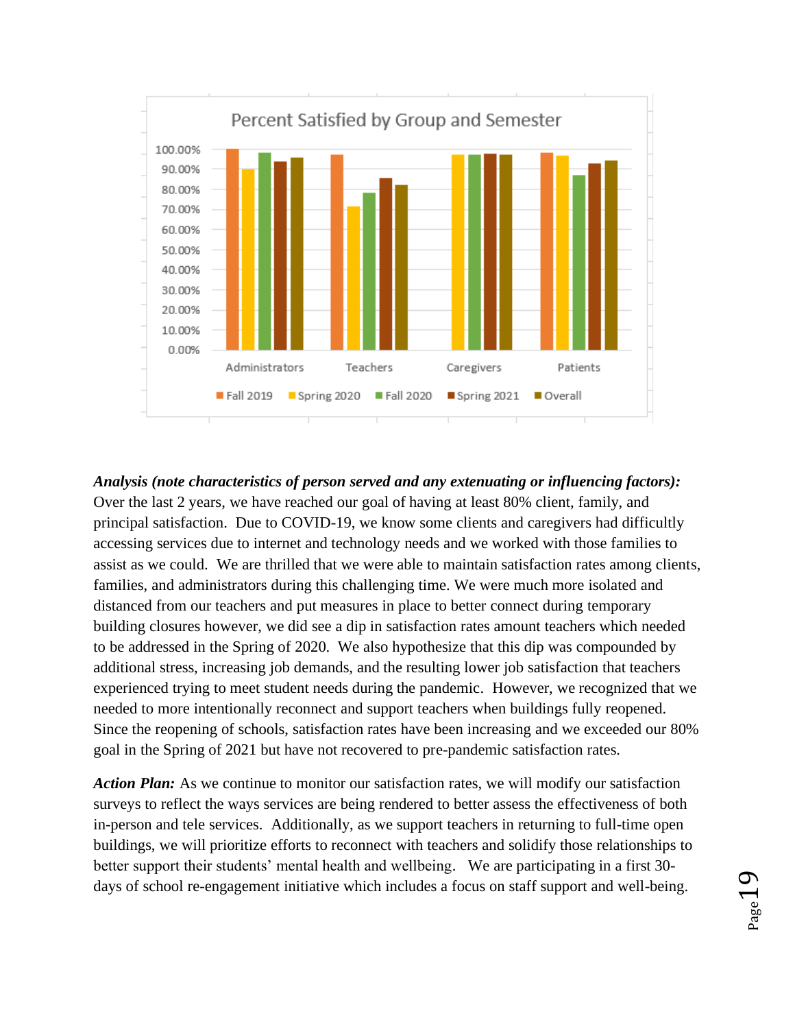Percent Satisfied by Group and Semester

***Analysis (note characteristics of person served and any extenuating or influencing factors):*** Over the last 2 years, we have reached our goal of having at least 80% client, family, and principal satisfaction. Due to COVID-19, we know some clients and caregivers had difficultly accessing services due to internet and technology needs and we worked with those families to assist as we could. We are thrilled that we were able to maintain satisfaction rates among clients, families, and administrators during this challenging time. We were much more isolated and distanced from our teachers and put measures in place to better connect during temporary building closures however, we did see a dip in satisfaction rates amount teachers which needed to be addressed in the Spring of 2020. We also hypothesize that this dip was compounded by additional stress, increasing job demands, and the resulting lower job satisfaction that teachers experienced trying to meet student needs during the pandemic. However, we recognized that we needed to more intentionally reconnect and support teachers when buildings fully reopened. Since the reopening of schools, satisfaction rates have been increasing and we exceeded our 80% goal in the Spring of 2021 but have not recovered to pre-pandemic satisfaction rates.

***Action Plan:*** As we continue to monitor our satisfaction rates, we will modify our satisfaction surveys to reflect the ways services are being rendered to better assess the effectiveness of both in-person and tele services. Additionally, as we support teachers in returning to full-time open buildings, we will prioritize efforts to reconnect with teachers and solidify those relationships to better support their students' mental health and wellbeing. We are participating in a first 30-days of school re-engagement initiative which includes a focus on staff support and well-being.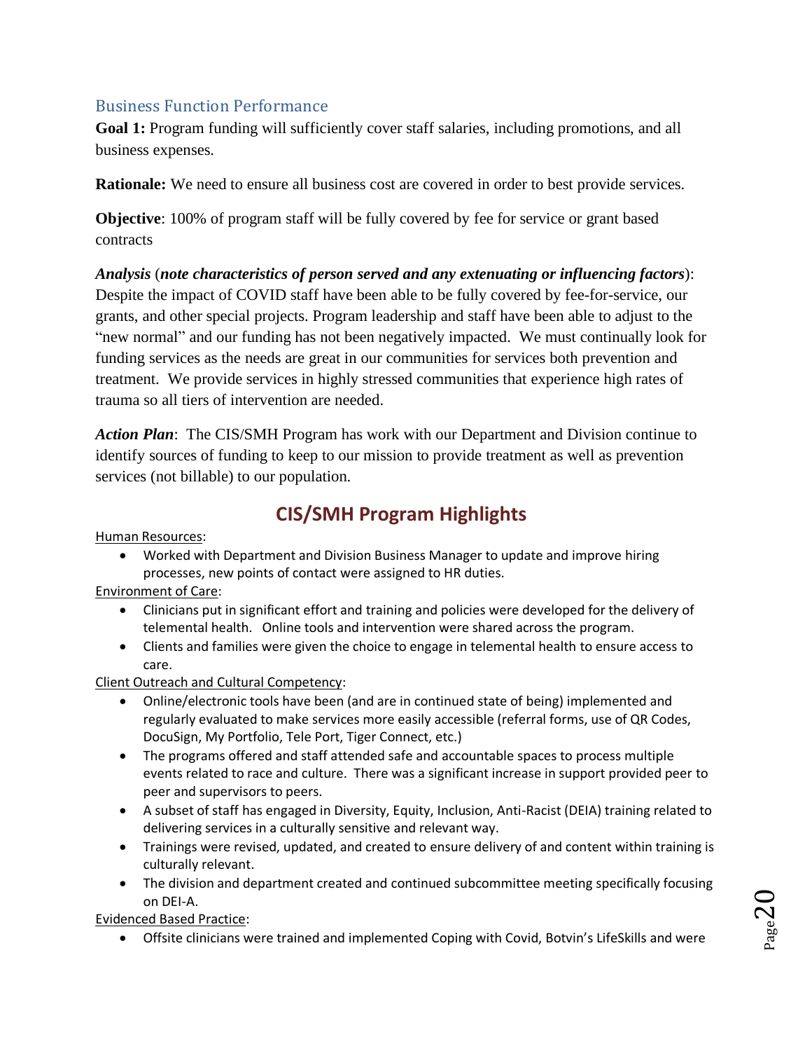## Business Function Performance

**Goal 1:** Program funding will sufficiently cover staff salaries, including promotions, and all business expenses.

**Rationale:** We need to ensure all business cost are covered in order to best provide services.

**Objective**: 100% of program staff will be fully covered by fee for service or grant based contracts

***Analysis*** (***note characteristics of person served and any extenuating or influencing factors***): Despite the impact of COVID staff have been able to be fully covered by fee-for-service, our grants, and other special projects. Program leadership and staff have been able to adjust to the "new normal" and our funding has not been negatively impacted. We must continually look for funding services as the needs are great in our communities for services both prevention and treatment. We provide services in highly stressed communities that experience high rates of trauma so all tiers of intervention are needed.

***Action Plan***: The CIS/SMH Program has work with our Department and Division continue to identify sources of funding to keep to our mission to provide treatment as well as prevention services (not billable) to our population.

## CIS/SMH Program Highlights

Human Resources:

- Worked with Department and Division Business Manager to update and improve hiring processes, new points of contact were assigned to HR duties.

Environment of Care:

- Clinicians put in significant effort and training and policies were developed for the delivery of telemental health. Online tools and intervention were shared across the program.
- Clients and families were given the choice to engage in telemental health to ensure access to care.

Client Outreach and Cultural Competency:

- Online/electronic tools have been (and are in continued state of being) implemented and regularly evaluated to make services more easily accessible (referral forms, use of QR Codes, DocuSign, My Portfolio, Tele Port, Tiger Connect, etc.)
- The programs offered and staff attended safe and accountable spaces to process multiple events related to race and culture. There was a significant increase in support provided peer to peer and supervisors to peers.
- A subset of staff has engaged in Diversity, Equity, Inclusion, Anti-Racist (DEIA) training related to delivering services in a culturally sensitive and relevant way.
- Trainings were revised, updated, and created to ensure delivery of and content within training is culturally relevant.
- The division and department created and continued subcommittee meeting specifically focusing on DEI-A.

Evidenced Based Practice:

- Offsite clinicians were trained and implemented Coping with Covid, Botvin's LifeSkills and were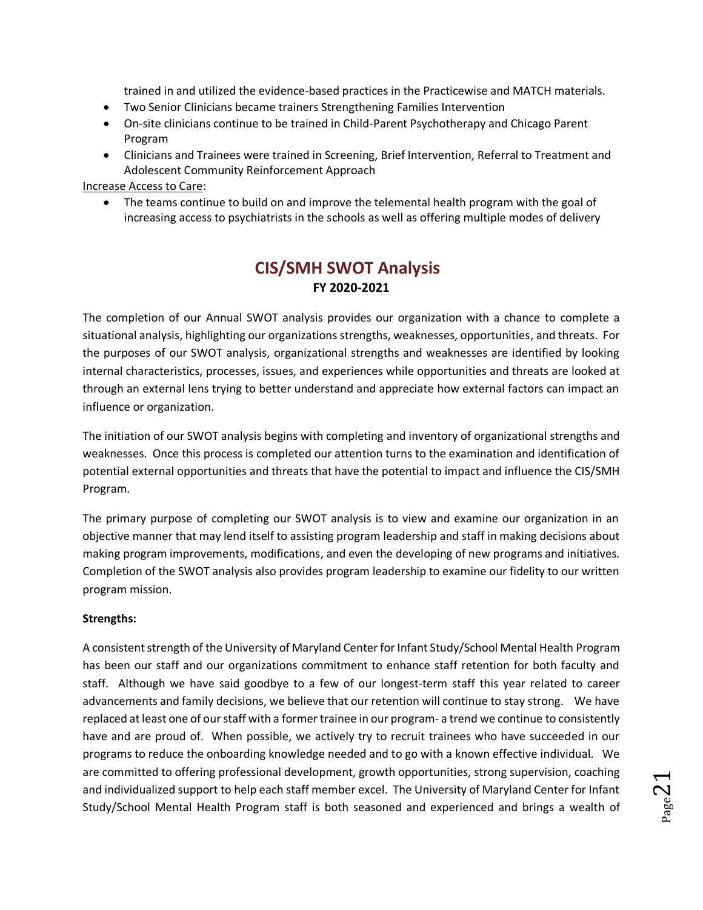trained in and utilized the evidence-based practices in the Practicewise and MATCH materials.

- Two Senior Clinicians became trainers Strengthening Families Intervention
- On-site clinicians continue to be trained in Child-Parent Psychotherapy and Chicago Parent Program
- Clinicians and Trainees were trained in Screening, Brief Intervention, Referral to Treatment and Adolescent Community Reinforcement Approach

Increase Access to Care:

- The teams continue to build on and improve the telemental health program with the goal of increasing access to psychiatrists in the schools as well as offering multiple modes of delivery

## CIS/SMH SWOT Analysis

**FY 2020-2021**

The completion of our Annual SWOT analysis provides our organization with a chance to complete a situational analysis, highlighting our organizations strengths, weaknesses, opportunities, and threats. For the purposes of our SWOT analysis, organizational strengths and weaknesses are identified by looking internal characteristics, processes, issues, and experiences while opportunities and threats are looked at through an external lens trying to better understand and appreciate how external factors can impact an influence or organization.

The initiation of our SWOT analysis begins with completing and inventory of organizational strengths and weaknesses. Once this process is completed our attention turns to the examination and identification of potential external opportunities and threats that have the potential to impact and influence the CIS/SMH Program.

The primary purpose of completing our SWOT analysis is to view and examine our organization in an objective manner that may lend itself to assisting program leadership and staff in making decisions about making program improvements, modifications, and even the developing of new programs and initiatives. Completion of the SWOT analysis also provides program leadership to examine our fidelity to our written program mission.

**Strengths:**

A consistent strength of the University of Maryland Center for Infant Study/School Mental Health Program has been our staff and our organizations commitment to enhance staff retention for both faculty and staff. Although we have said goodbye to a few of our longest-term staff this year related to career advancements and family decisions, we believe that our retention will continue to stay strong. We have replaced at least one of our staff with a former trainee in our program- a trend we continue to consistently have and are proud of. When possible, we actively try to recruit trainees who have succeeded in our programs to reduce the onboarding knowledge needed and to go with a known effective individual. We are committed to offering professional development, growth opportunities, strong supervision, coaching and individualized support to help each staff member excel. The University of Maryland Center for Infant Study/School Mental Health Program staff is both seasoned and experienced and brings a wealth of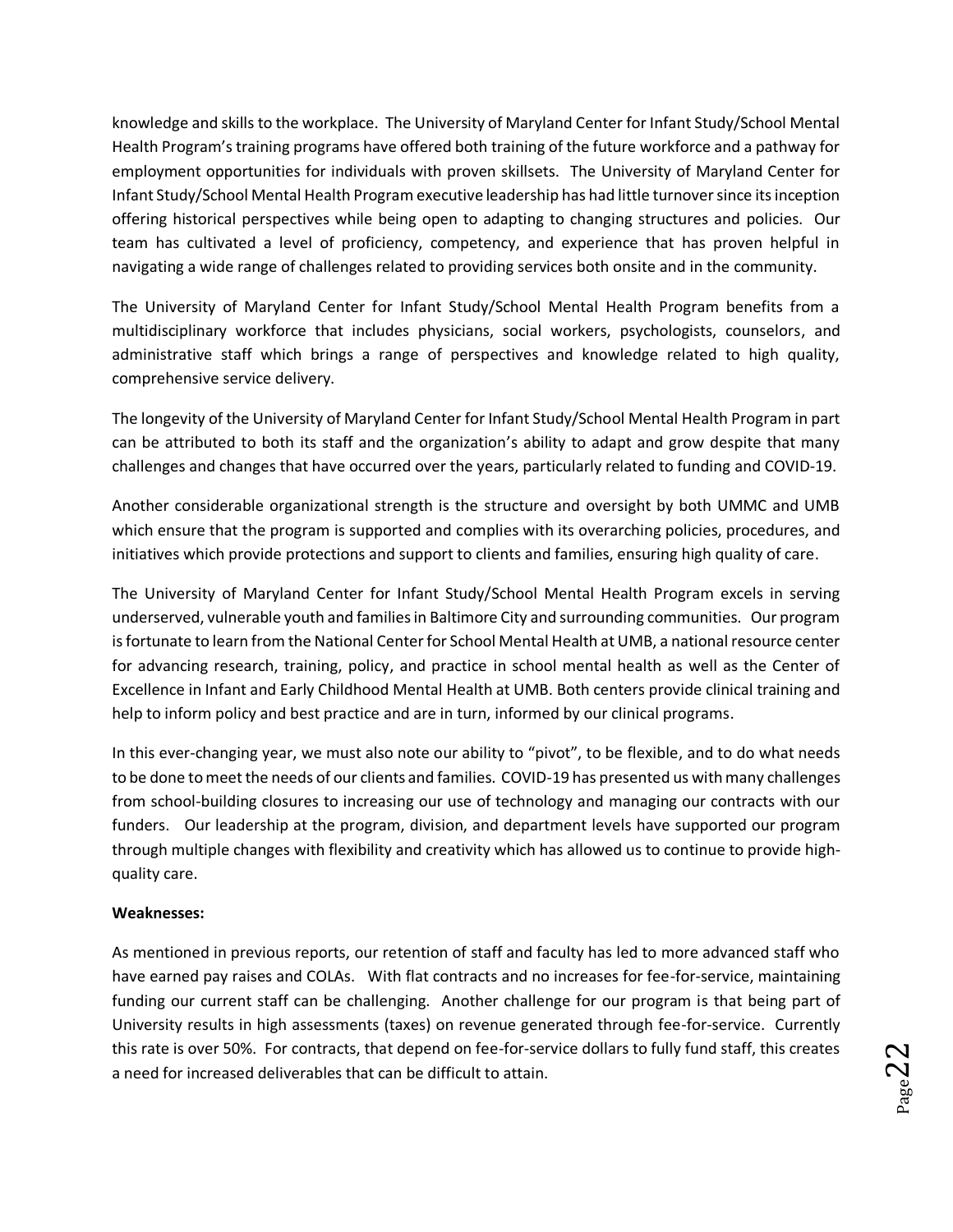knowledge and skills to the workplace. The University of Maryland Center for Infant Study/School Mental Health Program's training programs have offered both training of the future workforce and a pathway for employment opportunities for individuals with proven skillsets. The University of Maryland Center for Infant Study/School Mental Health Program executive leadership has had little turnover since its inception offering historical perspectives while being open to adapting to changing structures and policies. Our team has cultivated a level of proficiency, competency, and experience that has proven helpful in navigating a wide range of challenges related to providing services both onsite and in the community.

The University of Maryland Center for Infant Study/School Mental Health Program benefits from a multidisciplinary workforce that includes physicians, social workers, psychologists, counselors, and administrative staff which brings a range of perspectives and knowledge related to high quality, comprehensive service delivery.

The longevity of the University of Maryland Center for Infant Study/School Mental Health Program in part can be attributed to both its staff and the organization's ability to adapt and grow despite that many challenges and changes that have occurred over the years, particularly related to funding and COVID-19.

Another considerable organizational strength is the structure and oversight by both UMMC and UMB which ensure that the program is supported and complies with its overarching policies, procedures, and initiatives which provide protections and support to clients and families, ensuring high quality of care.

The University of Maryland Center for Infant Study/School Mental Health Program excels in serving underserved, vulnerable youth and families in Baltimore City and surrounding communities. Our program is fortunate to learn from the National Center for School Mental Health at UMB, a national resource center for advancing research, training, policy, and practice in school mental health as well as the Center of Excellence in Infant and Early Childhood Mental Health at UMB. Both centers provide clinical training and help to inform policy and best practice and are in turn, informed by our clinical programs.

In this ever-changing year, we must also note our ability to "pivot", to be flexible, and to do what needs to be done to meet the needs of our clients and families. COVID-19 has presented us with many challenges from school-building closures to increasing our use of technology and managing our contracts with our funders. Our leadership at the program, division, and department levels have supported our program through multiple changes with flexibility and creativity which has allowed us to continue to provide high-quality care.

**Weaknesses:**

As mentioned in previous reports, our retention of staff and faculty has led to more advanced staff who have earned pay raises and COLAs. With flat contracts and no increases for fee-for-service, maintaining funding our current staff can be challenging. Another challenge for our program is that being part of University results in high assessments (taxes) on revenue generated through fee-for-service. Currently this rate is over 50%. For contracts, that depend on fee-for-service dollars to fully fund staff, this creates a need for increased deliverables that can be difficult to attain.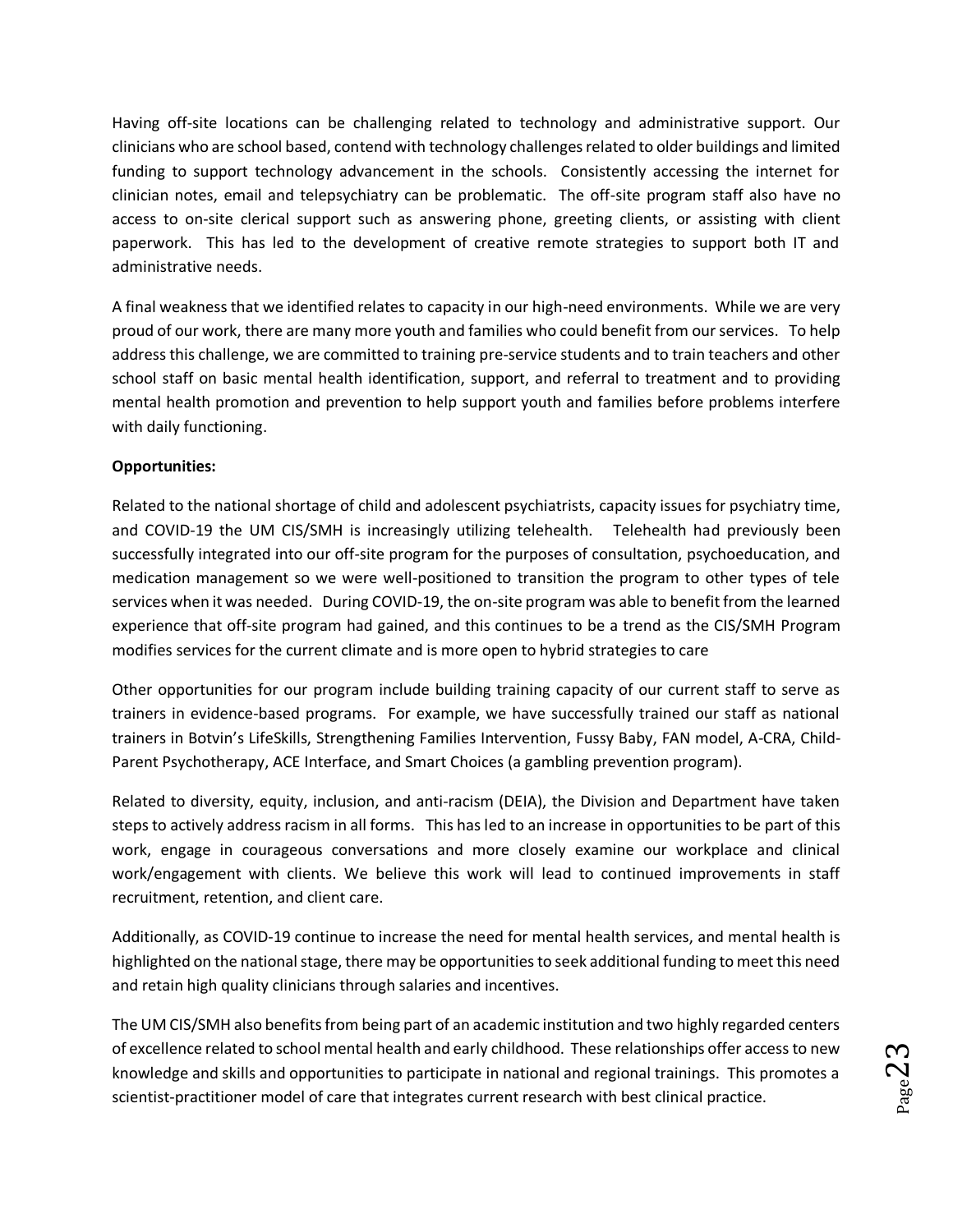Having off-site locations can be challenging related to technology and administrative support. Our clinicians who are school based, contend with technology challenges related to older buildings and limited funding to support technology advancement in the schools. Consistently accessing the internet for clinician notes, email and telepsychiatry can be problematic. The off-site program staff also have no access to on-site clerical support such as answering phone, greeting clients, or assisting with client paperwork. This has led to the development of creative remote strategies to support both IT and administrative needs.

A final weakness that we identified relates to capacity in our high-need environments. While we are very proud of our work, there are many more youth and families who could benefit from our services. To help address this challenge, we are committed to training pre-service students and to train teachers and other school staff on basic mental health identification, support, and referral to treatment and to providing mental health promotion and prevention to help support youth and families before problems interfere with daily functioning.

**Opportunities:**

Related to the national shortage of child and adolescent psychiatrists, capacity issues for psychiatry time, and COVID-19 the UM CIS/SMH is increasingly utilizing telehealth. Telehealth had previously been successfully integrated into our off-site program for the purposes of consultation, psychoeducation, and medication management so we were well-positioned to transition the program to other types of tele services when it was needed. During COVID-19, the on-site program was able to benefit from the learned experience that off-site program had gained, and this continues to be a trend as the CIS/SMH Program modifies services for the current climate and is more open to hybrid strategies to care

Other opportunities for our program include building training capacity of our current staff to serve as trainers in evidence-based programs. For example, we have successfully trained our staff as national trainers in Botvin's LifeSkills, Strengthening Families Intervention, Fussy Baby, FAN model, A-CRA, Child-Parent Psychotherapy, ACE Interface, and Smart Choices (a gambling prevention program).

Related to diversity, equity, inclusion, and anti-racism (DEIA), the Division and Department have taken steps to actively address racism in all forms. This has led to an increase in opportunities to be part of this work, engage in courageous conversations and more closely examine our workplace and clinical work/engagement with clients. We believe this work will lead to continued improvements in staff recruitment, retention, and client care.

Additionally, as COVID-19 continue to increase the need for mental health services, and mental health is highlighted on the national stage, there may be opportunities to seek additional funding to meet this need and retain high quality clinicians through salaries and incentives.

The UM CIS/SMH also benefits from being part of an academic institution and two highly regarded centers of excellence related to school mental health and early childhood. These relationships offer access to new knowledge and skills and opportunities to participate in national and regional trainings. This promotes a scientist-practitioner model of care that integrates current research with best clinical practice.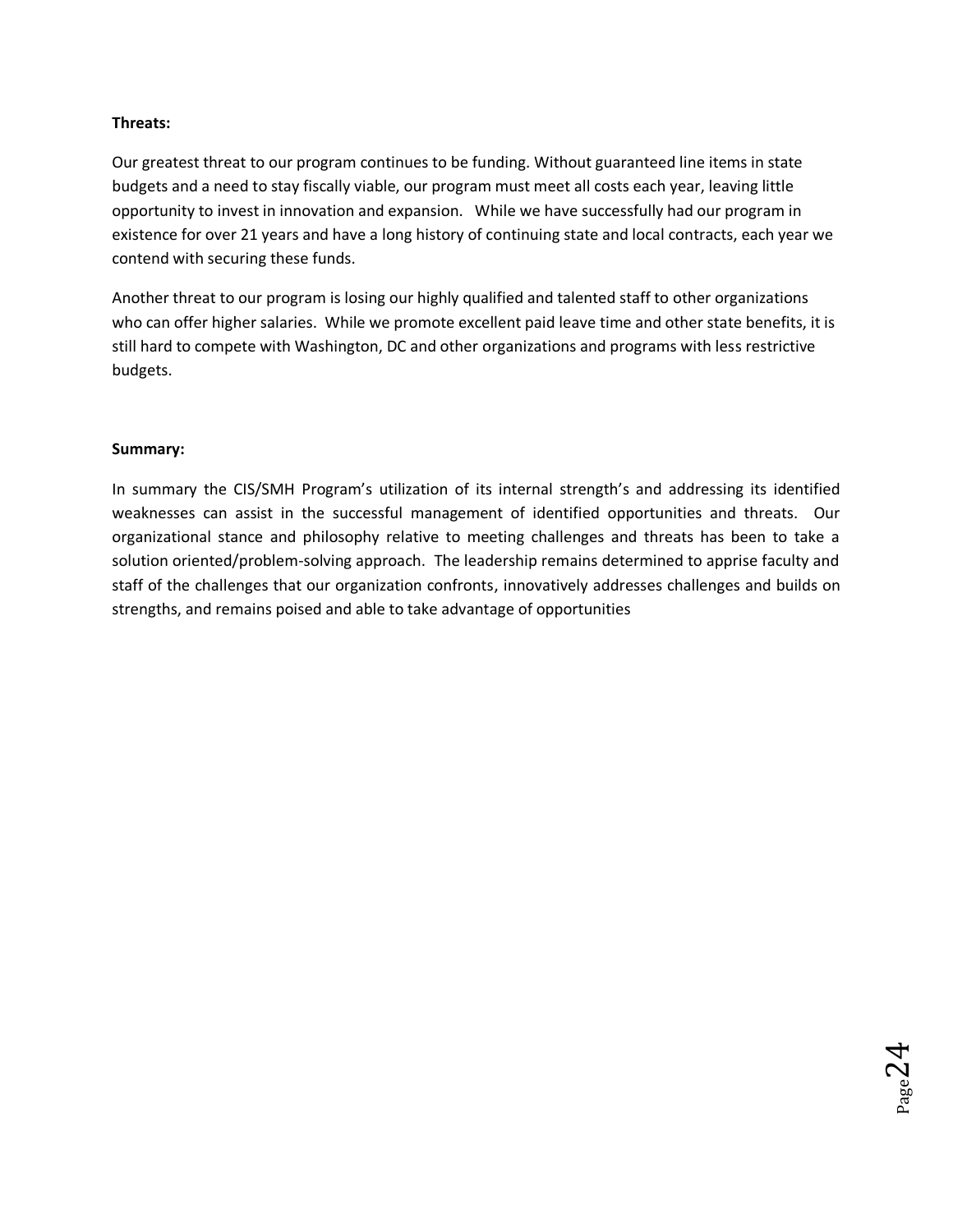**Threats:**

Our greatest threat to our program continues to be funding. Without guaranteed line items in state budgets and a need to stay fiscally viable, our program must meet all costs each year, leaving little opportunity to invest in innovation and expansion. While we have successfully had our program in existence for over 21 years and have a long history of continuing state and local contracts, each year we contend with securing these funds.

Another threat to our program is losing our highly qualified and talented staff to other organizations who can offer higher salaries. While we promote excellent paid leave time and other state benefits, it is still hard to compete with Washington, DC and other organizations and programs with less restrictive budgets.

**Summary:**

In summary the CIS/SMH Program's utilization of its internal strength's and addressing its identified weaknesses can assist in the successful management of identified opportunities and threats. Our organizational stance and philosophy relative to meeting challenges and threats has been to take a solution oriented/problem-solving approach. The leadership remains determined to apprise faculty and staff of the challenges that our organization confronts, innovatively addresses challenges and builds on strengths, and remains poised and able to take advantage of opportunities